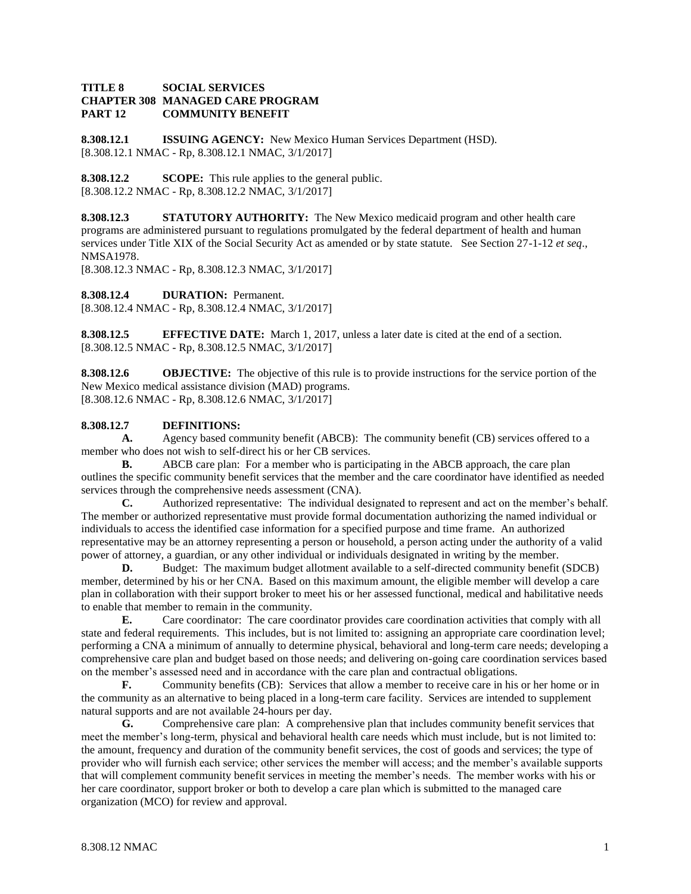**TITLE 8 SOCIAL SERVICES**
**CHAPTER 308 MANAGED CARE PROGRAM**
**PART 12 COMMUNITY BENEFIT**

**8.308.12.1 ISSUING AGENCY:** New Mexico Human Services Department (HSD).
[8.308.12.1 NMAC - Rp, 8.308.12.1 NMAC, 3/1/2017]

**8.308.12.2 SCOPE:** This rule applies to the general public.
[8.308.12.2 NMAC - Rp, 8.308.12.2 NMAC, 3/1/2017]

**8.308.12.3 STATUTORY AUTHORITY:** The New Mexico medicaid program and other health care programs are administered pursuant to regulations promulgated by the federal department of health and human services under Title XIX of the Social Security Act as amended or by state statute. See Section 27-1-12 *et seq*., NMSA1978.
[8.308.12.3 NMAC - Rp, 8.308.12.3 NMAC, 3/1/2017]

**8.308.12.4 DURATION:** Permanent.
[8.308.12.4 NMAC - Rp, 8.308.12.4 NMAC, 3/1/2017]

**8.308.12.5 EFFECTIVE DATE:** March 1, 2017, unless a later date is cited at the end of a section.
[8.308.12.5 NMAC - Rp, 8.308.12.5 NMAC, 3/1/2017]

**8.308.12.6 OBJECTIVE:** The objective of this rule is to provide instructions for the service portion of the New Mexico medical assistance division (MAD) programs.
[8.308.12.6 NMAC - Rp, 8.308.12.6 NMAC, 3/1/2017]

**8.308.12.7 DEFINITIONS:**

**A.** Agency based community benefit (ABCB): The community benefit (CB) services offered to a member who does not wish to self-direct his or her CB services.

**B.** ABCB care plan: For a member who is participating in the ABCB approach, the care plan outlines the specific community benefit services that the member and the care coordinator have identified as needed services through the comprehensive needs assessment (CNA).

**C.** Authorized representative: The individual designated to represent and act on the member's behalf. The member or authorized representative must provide formal documentation authorizing the named individual or individuals to access the identified case information for a specified purpose and time frame. An authorized representative may be an attorney representing a person or household, a person acting under the authority of a valid power of attorney, a guardian, or any other individual or individuals designated in writing by the member.

**D.** Budget: The maximum budget allotment available to a self-directed community benefit (SDCB) member, determined by his or her CNA. Based on this maximum amount, the eligible member will develop a care plan in collaboration with their support broker to meet his or her assessed functional, medical and habilitative needs to enable that member to remain in the community.

**E.** Care coordinator: The care coordinator provides care coordination activities that comply with all state and federal requirements. This includes, but is not limited to: assigning an appropriate care coordination level; performing a CNA a minimum of annually to determine physical, behavioral and long-term care needs; developing a comprehensive care plan and budget based on those needs; and delivering on-going care coordination services based on the member's assessed need and in accordance with the care plan and contractual obligations.

**F.** Community benefits (CB): Services that allow a member to receive care in his or her home or in the community as an alternative to being placed in a long-term care facility. Services are intended to supplement natural supports and are not available 24-hours per day.

**G.** Comprehensive care plan: A comprehensive plan that includes community benefit services that meet the member's long-term, physical and behavioral health care needs which must include, but is not limited to: the amount, frequency and duration of the community benefit services, the cost of goods and services; the type of provider who will furnish each service; other services the member will access; and the member's available supports that will complement community benefit services in meeting the member's needs. The member works with his or her care coordinator, support broker or both to develop a care plan which is submitted to the managed care organization (MCO) for review and approval.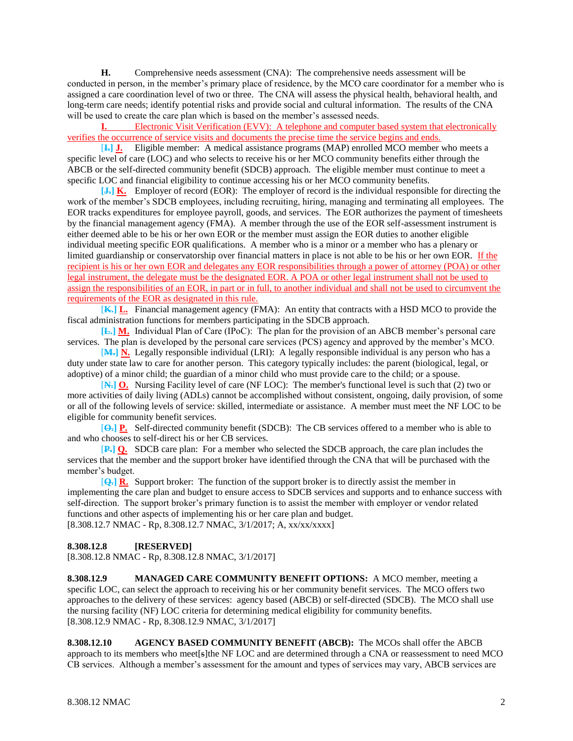**H.** Comprehensive needs assessment (CNA): The comprehensive needs assessment will be conducted in person, in the member's primary place of residence, by the MCO care coordinator for a member who is assigned a care coordination level of two or three. The CNA will assess the physical health, behavioral health, and long-term care needs; identify potential risks and provide social and cultural information. The results of the CNA will be used to create the care plan which is based on the member's assessed needs.

**I.** Electronic Visit Verification (EVV): A telephone and computer based system that electronically verifies the occurrence of service visits and documents the precise time the service begins and ends.

[**I.**] **J.** Eligible member: A medical assistance programs (MAP) enrolled MCO member who meets a specific level of care (LOC) and who selects to receive his or her MCO community benefits either through the ABCB or the self-directed community benefit (SDCB) approach. The eligible member must continue to meet a specific LOC and financial eligibility to continue accessing his or her MCO community benefits.

[**J.**] **K.** Employer of record (EOR): The employer of record is the individual responsible for directing the work of the member's SDCB employees, including recruiting, hiring, managing and terminating all employees. The EOR tracks expenditures for employee payroll, goods, and services. The EOR authorizes the payment of timesheets by the financial management agency (FMA). A member through the use of the EOR self-assessment instrument is either deemed able to be his or her own EOR or the member must assign the EOR duties to another eligible individual meeting specific EOR qualifications. A member who is a minor or a member who has a plenary or limited guardianship or conservatorship over financial matters in place is not able to be his or her own EOR. If the recipient is his or her own EOR and delegates any EOR responsibilities through a power of attorney (POA) or other legal instrument, the delegate must be the designated EOR. A POA or other legal instrument shall not be used to assign the responsibilities of an EOR, in part or in full, to another individual and shall not be used to circumvent the requirements of the EOR as designated in this rule.

[**K.**] **L.** Financial management agency (FMA): An entity that contracts with a HSD MCO to provide the fiscal administration functions for members participating in the SDCB approach.

[**L.**] **M.** Individual Plan of Care (IPoC): The plan for the provision of an ABCB member's personal care services. The plan is developed by the personal care services (PCS) agency and approved by the member's MCO.

[**M.**] **N.** Legally responsible individual (LRI): A legally responsible individual is any person who has a duty under state law to care for another person. This category typically includes: the parent (biological, legal, or adoptive) of a minor child; the guardian of a minor child who must provide care to the child; or a spouse.

[**N.**] **O.** Nursing Facility level of care (NF LOC): The member's functional level is such that (2) two or more activities of daily living (ADLs) cannot be accomplished without consistent, ongoing, daily provision, of some or all of the following levels of service: skilled, intermediate or assistance. A member must meet the NF LOC to be eligible for community benefit services.

[**O.**] **P.** Self-directed community benefit (SDCB): The CB services offered to a member who is able to and who chooses to self-direct his or her CB services.

[**P.**] **Q.** SDCB care plan: For a member who selected the SDCB approach, the care plan includes the services that the member and the support broker have identified through the CNA that will be purchased with the member's budget.

[**Q.**] **R.** Support broker: The function of the support broker is to directly assist the member in implementing the care plan and budget to ensure access to SDCB services and supports and to enhance success with self-direction. The support broker's primary function is to assist the member with employer or vendor related functions and other aspects of implementing his or her care plan and budget.
[8.308.12.7 NMAC - Rp, 8.308.12.7 NMAC, 3/1/2017; A, xx/xx/xxxx]

**8.308.12.8 [RESERVED]**
[8.308.12.8 NMAC - Rp, 8.308.12.8 NMAC, 3/1/2017]

**8.308.12.9 MANAGED CARE COMMUNITY BENEFIT OPTIONS:** A MCO member, meeting a specific LOC, can select the approach to receiving his or her community benefit services. The MCO offers two approaches to the delivery of these services: agency based (ABCB) or self-directed (SDCB). The MCO shall use the nursing facility (NF) LOC criteria for determining medical eligibility for community benefits.
[8.308.12.9 NMAC - Rp, 8.308.12.9 NMAC, 3/1/2017]

**8.308.12.10 AGENCY BASED COMMUNITY BENEFIT (ABCB):** The MCOs shall offer the ABCB approach to its members who meet[s]the NF LOC and are determined through a CNA or reassessment to need MCO CB services. Although a member's assessment for the amount and types of services may vary, ABCB services are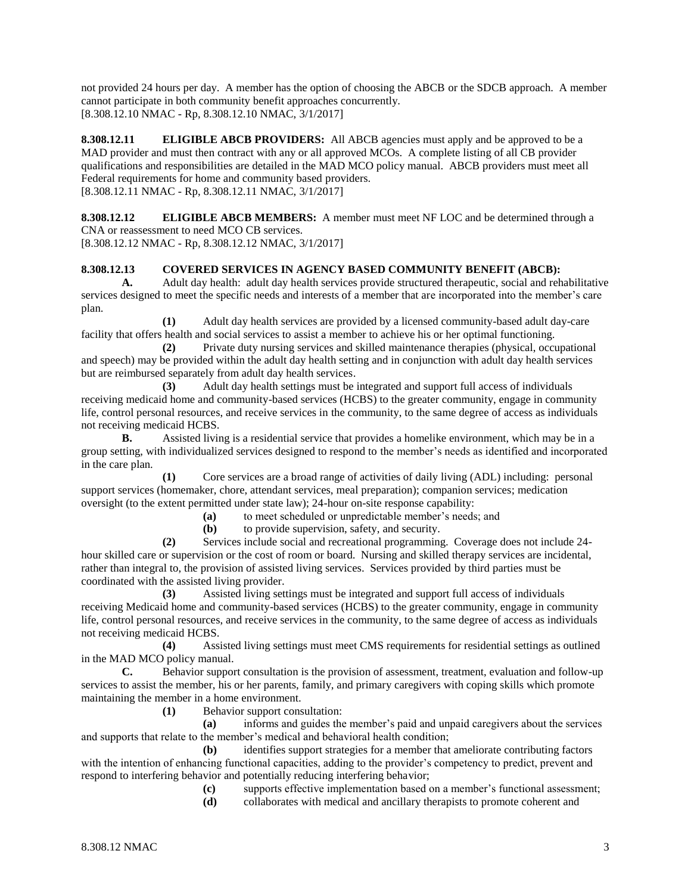not provided 24 hours per day. A member has the option of choosing the ABCB or the SDCB approach. A member cannot participate in both community benefit approaches concurrently.
[8.308.12.10 NMAC - Rp, 8.308.12.10 NMAC, 3/1/2017]

**8.308.12.11 ELIGIBLE ABCB PROVIDERS:** All ABCB agencies must apply and be approved to be a MAD provider and must then contract with any or all approved MCOs. A complete listing of all CB provider qualifications and responsibilities are detailed in the MAD MCO policy manual. ABCB providers must meet all Federal requirements for home and community based providers.
[8.308.12.11 NMAC - Rp, 8.308.12.11 NMAC, 3/1/2017]

**8.308.12.12 ELIGIBLE ABCB MEMBERS:** A member must meet NF LOC and be determined through a CNA or reassessment to need MCO CB services.
[8.308.12.12 NMAC - Rp, 8.308.12.12 NMAC, 3/1/2017]

**8.308.12.13 COVERED SERVICES IN AGENCY BASED COMMUNITY BENEFIT (ABCB):**

**A.** Adult day health: adult day health services provide structured therapeutic, social and rehabilitative services designed to meet the specific needs and interests of a member that are incorporated into the member's care plan.

**(1)** Adult day health services are provided by a licensed community-based adult day-care facility that offers health and social services to assist a member to achieve his or her optimal functioning.

**(2)** Private duty nursing services and skilled maintenance therapies (physical, occupational and speech) may be provided within the adult day health setting and in conjunction with adult day health services but are reimbursed separately from adult day health services.

**(3)** Adult day health settings must be integrated and support full access of individuals receiving medicaid home and community-based services (HCBS) to the greater community, engage in community life, control personal resources, and receive services in the community, to the same degree of access as individuals not receiving medicaid HCBS.

**B.** Assisted living is a residential service that provides a homelike environment, which may be in a group setting, with individualized services designed to respond to the member's needs as identified and incorporated in the care plan.

**(1)** Core services are a broad range of activities of daily living (ADL) including: personal support services (homemaker, chore, attendant services, meal preparation); companion services; medication oversight (to the extent permitted under state law); 24-hour on-site response capability:

**(a)** to meet scheduled or unpredictable member's needs; and

**(b)** to provide supervision, safety, and security.

**(2)** Services include social and recreational programming. Coverage does not include 24-hour skilled care or supervision or the cost of room or board. Nursing and skilled therapy services are incidental, rather than integral to, the provision of assisted living services. Services provided by third parties must be coordinated with the assisted living provider.

**(3)** Assisted living settings must be integrated and support full access of individuals receiving Medicaid home and community-based services (HCBS) to the greater community, engage in community life, control personal resources, and receive services in the community, to the same degree of access as individuals not receiving medicaid HCBS.

**(4)** Assisted living settings must meet CMS requirements for residential settings as outlined in the MAD MCO policy manual.

**C.** Behavior support consultation is the provision of assessment, treatment, evaluation and follow-up services to assist the member, his or her parents, family, and primary caregivers with coping skills which promote maintaining the member in a home environment.

**(1)** Behavior support consultation:

**(a)** informs and guides the member's paid and unpaid caregivers about the services and supports that relate to the member's medical and behavioral health condition;

**(b)** identifies support strategies for a member that ameliorate contributing factors with the intention of enhancing functional capacities, adding to the provider's competency to predict, prevent and respond to interfering behavior and potentially reducing interfering behavior;

**(c)** supports effective implementation based on a member's functional assessment;

**(d)** collaborates with medical and ancillary therapists to promote coherent and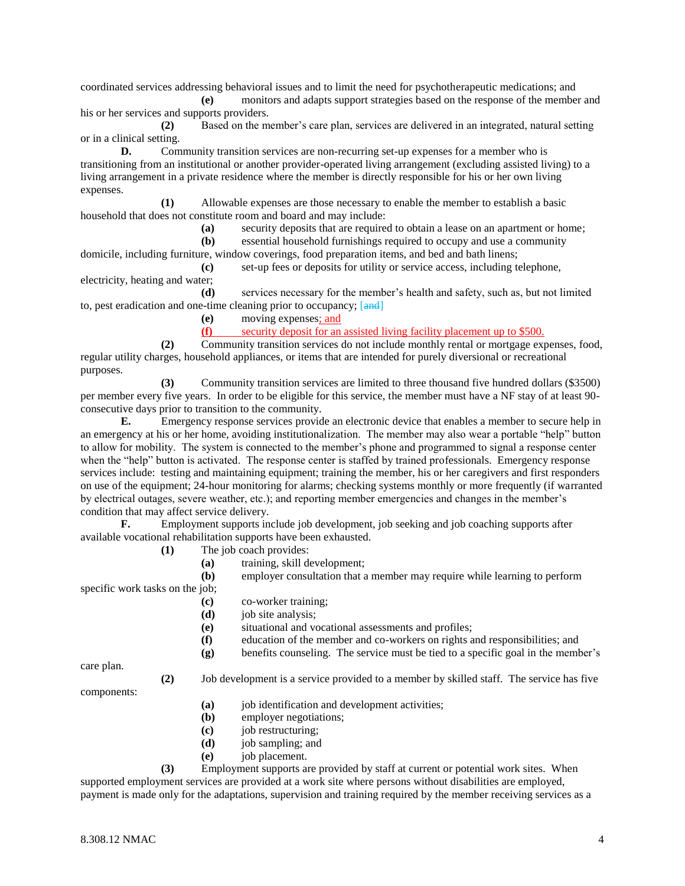coordinated services addressing behavioral issues and to limit the need for psychotherapeutic medications; and

**(e)** monitors and adapts support strategies based on the response of the member and his or her services and supports providers.

**(2)** Based on the member's care plan, services are delivered in an integrated, natural setting or in a clinical setting.

**D.** Community transition services are non-recurring set-up expenses for a member who is transitioning from an institutional or another provider-operated living arrangement (excluding assisted living) to a living arrangement in a private residence where the member is directly responsible for his or her own living expenses.

**(1)** Allowable expenses are those necessary to enable the member to establish a basic household that does not constitute room and board and may include:

**(a)** security deposits that are required to obtain a lease on an apartment or home;

**(b)** essential household furnishings required to occupy and use a community domicile, including furniture, window coverings, food preparation items, and bed and bath linens;

**(c)** set-up fees or deposits for utility or service access, including telephone, electricity, heating and water;

**(d)** services necessary for the member's health and safety, such as, but not limited to, pest eradication and one-time cleaning prior to occupancy; [~~and~~]

**(e)** moving expenses; and

**(f)** security deposit for an assisted living facility placement up to $500.

**(2)** Community transition services do not include monthly rental or mortgage expenses, food, regular utility charges, household appliances, or items that are intended for purely diversional or recreational purposes.

**(3)** Community transition services are limited to three thousand five hundred dollars ($3500) per member every five years. In order to be eligible for this service, the member must have a NF stay of at least 90-consecutive days prior to transition to the community.

**E.** Emergency response services provide an electronic device that enables a member to secure help in an emergency at his or her home, avoiding institutionalization. The member may also wear a portable "help" button to allow for mobility. The system is connected to the member's phone and programmed to signal a response center when the "help" button is activated. The response center is staffed by trained professionals. Emergency response services include: testing and maintaining equipment; training the member, his or her caregivers and first responders on use of the equipment; 24-hour monitoring for alarms; checking systems monthly or more frequently (if warranted by electrical outages, severe weather, etc.); and reporting member emergencies and changes in the member's condition that may affect service delivery.

**F.** Employment supports include job development, job seeking and job coaching supports after available vocational rehabilitation supports have been exhausted.

**(1)** The job coach provides:

**(a)** training, skill development;

**(b)** employer consultation that a member may require while learning to perform specific work tasks on the job;

**(c)** co-worker training;

**(d)** job site analysis;

**(e)** situational and vocational assessments and profiles;

**(f)** education of the member and co-workers on rights and responsibilities; and

**(g)** benefits counseling. The service must be tied to a specific goal in the member's care plan.

**(2)** Job development is a service provided to a member by skilled staff. The service has five components:

**(a)** job identification and development activities;

**(b)** employer negotiations;

**(c)** job restructuring;

**(d)** job sampling; and

**(e)** job placement.

**(3)** Employment supports are provided by staff at current or potential work sites. When supported employment services are provided at a work site where persons without disabilities are employed, payment is made only for the adaptations, supervision and training required by the member receiving services as a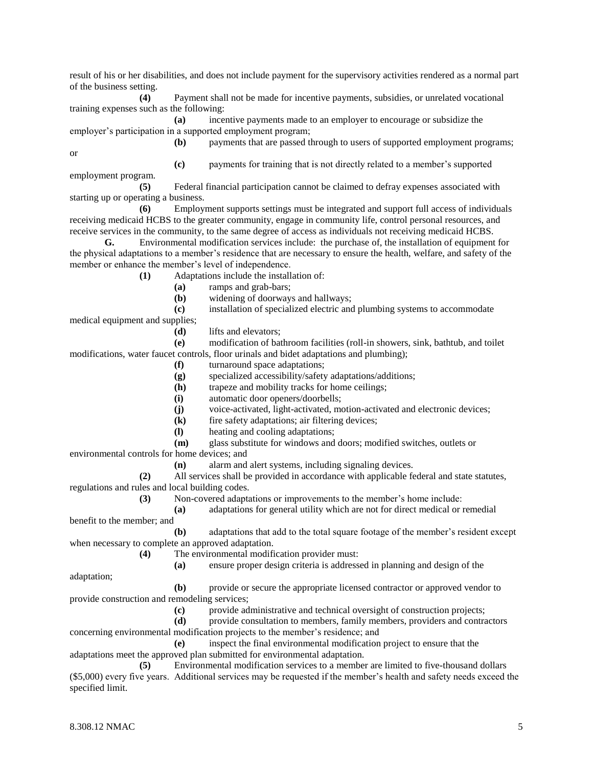result of his or her disabilities, and does not include payment for the supervisory activities rendered as a normal part of the business setting.

**(4)** Payment shall not be made for incentive payments, subsidies, or unrelated vocational training expenses such as the following:

**(a)** incentive payments made to an employer to encourage or subsidize the employer's participation in a supported employment program;

**(b)** payments that are passed through to users of supported employment programs; or

**(c)** payments for training that is not directly related to a member's supported employment program.

**(5)** Federal financial participation cannot be claimed to defray expenses associated with starting up or operating a business.

**(6)** Employment supports settings must be integrated and support full access of individuals receiving medicaid HCBS to the greater community, engage in community life, control personal resources, and receive services in the community, to the same degree of access as individuals not receiving medicaid HCBS.

**G.** Environmental modification services include: the purchase of, the installation of equipment for the physical adaptations to a member's residence that are necessary to ensure the health, welfare, and safety of the member or enhance the member's level of independence.

**(1)** Adaptations include the installation of:

**(a)** ramps and grab-bars;

**(b)** widening of doorways and hallways;

**(c)** installation of specialized electric and plumbing systems to accommodate medical equipment and supplies;

**(d)** lifts and elevators;

**(e)** modification of bathroom facilities (roll-in showers, sink, bathtub, and toilet modifications, water faucet controls, floor urinals and bidet adaptations and plumbing);

**(f)** turnaround space adaptations;

**(g)** specialized accessibility/safety adaptations/additions;

**(h)** trapeze and mobility tracks for home ceilings;

**(i)** automatic door openers/doorbells;

**(j)** voice-activated, light-activated, motion-activated and electronic devices;

**(k)** fire safety adaptations; air filtering devices;

**(l)** heating and cooling adaptations;

**(m)** glass substitute for windows and doors; modified switches, outlets or environmental controls for home devices; and

**(n)** alarm and alert systems, including signaling devices.

**(2)** All services shall be provided in accordance with applicable federal and state statutes, regulations and rules and local building codes.

**(3)** Non-covered adaptations or improvements to the member's home include:

**(a)** adaptations for general utility which are not for direct medical or remedial benefit to the member; and

**(b)** adaptations that add to the total square footage of the member's resident except when necessary to complete an approved adaptation.

**(4)** The environmental modification provider must:

**(a)** ensure proper design criteria is addressed in planning and design of the adaptation;

**(b)** provide or secure the appropriate licensed contractor or approved vendor to provide construction and remodeling services;

**(c)** provide administrative and technical oversight of construction projects;

**(d)** provide consultation to members, family members, providers and contractors concerning environmental modification projects to the member's residence; and

**(e)** inspect the final environmental modification project to ensure that the adaptations meet the approved plan submitted for environmental adaptation.

**(5)** Environmental modification services to a member are limited to five-thousand dollars ($5,000) every five years. Additional services may be requested if the member's health and safety needs exceed the specified limit.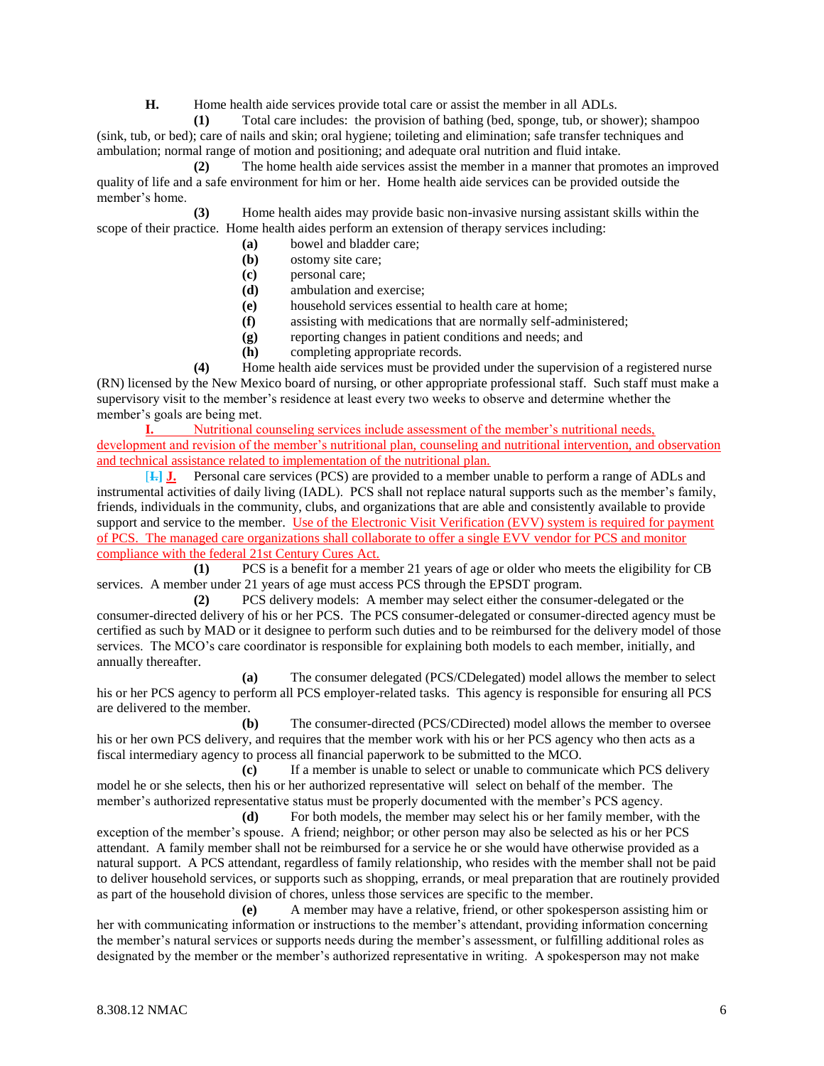**H.** Home health aide services provide total care or assist the member in all ADLs.

**(1)** Total care includes: the provision of bathing (bed, sponge, tub, or shower); shampoo (sink, tub, or bed); care of nails and skin; oral hygiene; toileting and elimination; safe transfer techniques and ambulation; normal range of motion and positioning; and adequate oral nutrition and fluid intake.

**(2)** The home health aide services assist the member in a manner that promotes an improved quality of life and a safe environment for him or her. Home health aide services can be provided outside the member's home.

**(3)** Home health aides may provide basic non-invasive nursing assistant skills within the scope of their practice. Home health aides perform an extension of therapy services including:

- **(a)** bowel and bladder care;
- **(b)** ostomy site care;
- **(c)** personal care;
- **(d)** ambulation and exercise;
- **(e)** household services essential to health care at home;
- **(f)** assisting with medications that are normally self-administered;
- **(g)** reporting changes in patient conditions and needs; and
- **(h)** completing appropriate records.

**(4)** Home health aide services must be provided under the supervision of a registered nurse (RN) licensed by the New Mexico board of nursing, or other appropriate professional staff. Such staff must make a supervisory visit to the member's residence at least every two weeks to observe and determine whether the member's goals are being met.

**I.** Nutritional counseling services include assessment of the member's nutritional needs, development and revision of the member's nutritional plan, counseling and nutritional intervention, and observation and technical assistance related to implementation of the nutritional plan.

[~~**I.**~~] **J.** Personal care services (PCS) are provided to a member unable to perform a range of ADLs and instrumental activities of daily living (IADL). PCS shall not replace natural supports such as the member's family, friends, individuals in the community, clubs, and organizations that are able and consistently available to provide support and service to the member. Use of the Electronic Visit Verification (EVV) system is required for payment of PCS. The managed care organizations shall collaborate to offer a single EVV vendor for PCS and monitor compliance with the federal 21st Century Cures Act.

**(1)** PCS is a benefit for a member 21 years of age or older who meets the eligibility for CB services. A member under 21 years of age must access PCS through the EPSDT program.

**(2)** PCS delivery models: A member may select either the consumer-delegated or the consumer-directed delivery of his or her PCS. The PCS consumer-delegated or consumer-directed agency must be certified as such by MAD or it designee to perform such duties and to be reimbursed for the delivery model of those services. The MCO's care coordinator is responsible for explaining both models to each member, initially, and annually thereafter.

**(a)** The consumer delegated (PCS/CDelegated) model allows the member to select his or her PCS agency to perform all PCS employer-related tasks. This agency is responsible for ensuring all PCS are delivered to the member.

**(b)** The consumer-directed (PCS/CDirected) model allows the member to oversee his or her own PCS delivery, and requires that the member work with his or her PCS agency who then acts as a fiscal intermediary agency to process all financial paperwork to be submitted to the MCO.

**(c)** If a member is unable to select or unable to communicate which PCS delivery model he or she selects, then his or her authorized representative will select on behalf of the member. The member's authorized representative status must be properly documented with the member's PCS agency.

**(d)** For both models, the member may select his or her family member, with the exception of the member's spouse. A friend; neighbor; or other person may also be selected as his or her PCS attendant. A family member shall not be reimbursed for a service he or she would have otherwise provided as a natural support. A PCS attendant, regardless of family relationship, who resides with the member shall not be paid to deliver household services, or supports such as shopping, errands, or meal preparation that are routinely provided as part of the household division of chores, unless those services are specific to the member.

**(e)** A member may have a relative, friend, or other spokesperson assisting him or her with communicating information or instructions to the member's attendant, providing information concerning the member's natural services or supports needs during the member's assessment, or fulfilling additional roles as designated by the member or the member's authorized representative in writing. A spokesperson may not make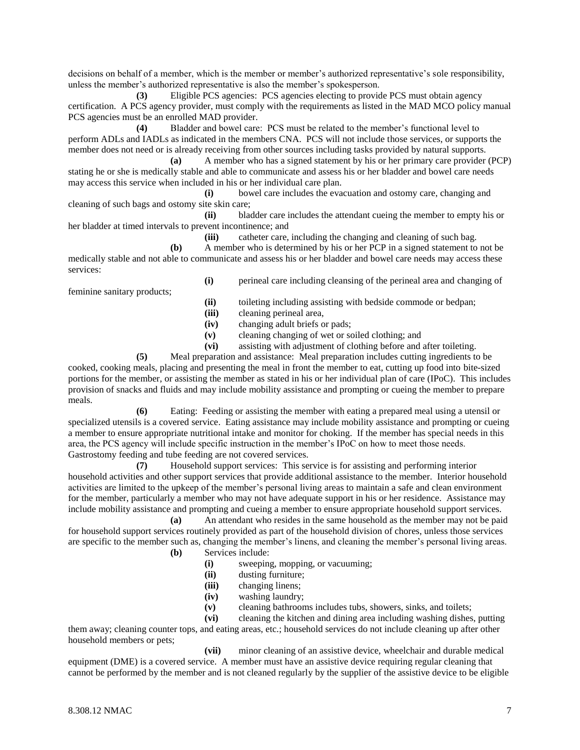decisions on behalf of a member, which is the member or member's authorized representative's sole responsibility, unless the member's authorized representative is also the member's spokesperson.

**(3)** Eligible PCS agencies: PCS agencies electing to provide PCS must obtain agency certification. A PCS agency provider, must comply with the requirements as listed in the MAD MCO policy manual PCS agencies must be an enrolled MAD provider.

**(4)** Bladder and bowel care: PCS must be related to the member's functional level to perform ADLs and IADLs as indicated in the members CNA. PCS will not include those services, or supports the member does not need or is already receiving from other sources including tasks provided by natural supports.

**(a)** A member who has a signed statement by his or her primary care provider (PCP) stating he or she is medically stable and able to communicate and assess his or her bladder and bowel care needs may access this service when included in his or her individual care plan.

**(i)** bowel care includes the evacuation and ostomy care, changing and cleaning of such bags and ostomy site skin care;

**(ii)** bladder care includes the attendant cueing the member to empty his or her bladder at timed intervals to prevent incontinence; and

**(iii)** catheter care, including the changing and cleaning of such bag.

**(b)** A member who is determined by his or her PCP in a signed statement to not be medically stable and not able to communicate and assess his or her bladder and bowel care needs may access these services:

**(i)** perineal care including cleansing of the perineal area and changing of feminine sanitary products;

**(ii)** toileting including assisting with bedside commode or bedpan;

**(iii)** cleaning perineal area,

**(iv)** changing adult briefs or pads;

**(v)** cleaning changing of wet or soiled clothing; and

**(vi)** assisting with adjustment of clothing before and after toileting.

**(5)** Meal preparation and assistance: Meal preparation includes cutting ingredients to be cooked, cooking meals, placing and presenting the meal in front the member to eat, cutting up food into bite-sized portions for the member, or assisting the member as stated in his or her individual plan of care (IPoC). This includes provision of snacks and fluids and may include mobility assistance and prompting or cueing the member to prepare meals.

**(6)** Eating: Feeding or assisting the member with eating a prepared meal using a utensil or specialized utensils is a covered service. Eating assistance may include mobility assistance and prompting or cueing a member to ensure appropriate nutritional intake and monitor for choking. If the member has special needs in this area, the PCS agency will include specific instruction in the member's IPoC on how to meet those needs. Gastrostomy feeding and tube feeding are not covered services.

**(7)** Household support services: This service is for assisting and performing interior household activities and other support services that provide additional assistance to the member. Interior household activities are limited to the upkeep of the member's personal living areas to maintain a safe and clean environment for the member, particularly a member who may not have adequate support in his or her residence. Assistance may include mobility assistance and prompting and cueing a member to ensure appropriate household support services.

**(a)** An attendant who resides in the same household as the member may not be paid for household support services routinely provided as part of the household division of chores, unless those services are specific to the member such as, changing the member's linens, and cleaning the member's personal living areas.

**(b)** Services include:

**(i)** sweeping, mopping, or vacuuming;

**(ii)** dusting furniture;

**(iii)** changing linens;

**(iv)** washing laundry;

**(v)** cleaning bathrooms includes tubs, showers, sinks, and toilets;

**(vi)** cleaning the kitchen and dining area including washing dishes, putting them away; cleaning counter tops, and eating areas, etc.; household services do not include cleaning up after other household members or pets;

**(vii)** minor cleaning of an assistive device, wheelchair and durable medical equipment (DME) is a covered service. A member must have an assistive device requiring regular cleaning that cannot be performed by the member and is not cleaned regularly by the supplier of the assistive device to be eligible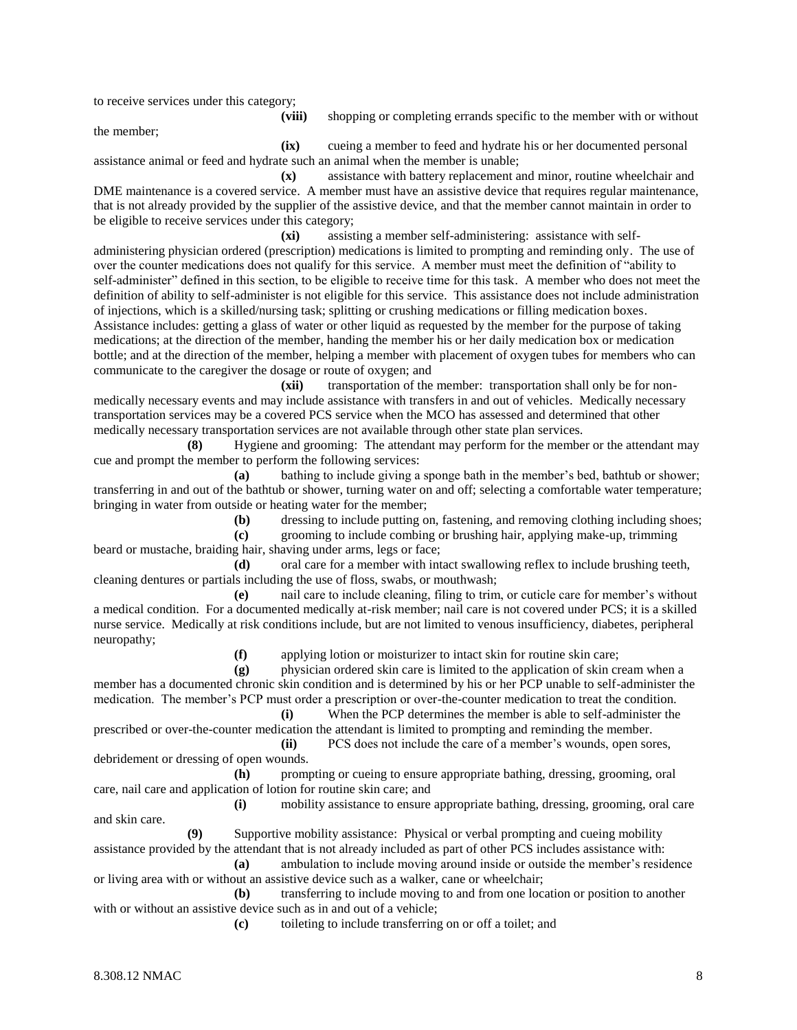to receive services under this category;

**(viii)** shopping or completing errands specific to the member with or without the member;

**(ix)** cueing a member to feed and hydrate his or her documented personal assistance animal or feed and hydrate such an animal when the member is unable;

**(x)** assistance with battery replacement and minor, routine wheelchair and DME maintenance is a covered service. A member must have an assistive device that requires regular maintenance, that is not already provided by the supplier of the assistive device, and that the member cannot maintain in order to be eligible to receive services under this category;

**(xi)** assisting a member self-administering: assistance with self-administering physician ordered (prescription) medications is limited to prompting and reminding only. The use of over the counter medications does not qualify for this service. A member must meet the definition of "ability to self-administer" defined in this section, to be eligible to receive time for this task. A member who does not meet the definition of ability to self-administer is not eligible for this service. This assistance does not include administration of injections, which is a skilled/nursing task; splitting or crushing medications or filling medication boxes. Assistance includes: getting a glass of water or other liquid as requested by the member for the purpose of taking medications; at the direction of the member, handing the member his or her daily medication box or medication bottle; and at the direction of the member, helping a member with placement of oxygen tubes for members who can communicate to the caregiver the dosage or route of oxygen; and

**(xii)** transportation of the member: transportation shall only be for non-medically necessary events and may include assistance with transfers in and out of vehicles. Medically necessary transportation services may be a covered PCS service when the MCO has assessed and determined that other medically necessary transportation services are not available through other state plan services.

**(8)** Hygiene and grooming: The attendant may perform for the member or the attendant may cue and prompt the member to perform the following services:

**(a)** bathing to include giving a sponge bath in the member's bed, bathtub or shower; transferring in and out of the bathtub or shower, turning water on and off; selecting a comfortable water temperature; bringing in water from outside or heating water for the member;

**(b)** dressing to include putting on, fastening, and removing clothing including shoes;

**(c)** grooming to include combing or brushing hair, applying make-up, trimming beard or mustache, braiding hair, shaving under arms, legs or face;

**(d)** oral care for a member with intact swallowing reflex to include brushing teeth, cleaning dentures or partials including the use of floss, swabs, or mouthwash;

**(e)** nail care to include cleaning, filing to trim, or cuticle care for member's without a medical condition. For a documented medically at-risk member; nail care is not covered under PCS; it is a skilled nurse service. Medically at risk conditions include, but are not limited to venous insufficiency, diabetes, peripheral neuropathy;

**(f)** applying lotion or moisturizer to intact skin for routine skin care;

**(g)** physician ordered skin care is limited to the application of skin cream when a member has a documented chronic skin condition and is determined by his or her PCP unable to self-administer the medication. The member's PCP must order a prescription or over-the-counter medication to treat the condition.

**(i)** When the PCP determines the member is able to self-administer the prescribed or over-the-counter medication the attendant is limited to prompting and reminding the member.

**(ii)** PCS does not include the care of a member's wounds, open sores, debridement or dressing of open wounds.

**(h)** prompting or cueing to ensure appropriate bathing, dressing, grooming, oral care, nail care and application of lotion for routine skin care; and

**(i)** mobility assistance to ensure appropriate bathing, dressing, grooming, oral care and skin care.

**(9)** Supportive mobility assistance: Physical or verbal prompting and cueing mobility assistance provided by the attendant that is not already included as part of other PCS includes assistance with:

**(a)** ambulation to include moving around inside or outside the member's residence or living area with or without an assistive device such as a walker, cane or wheelchair;

**(b)** transferring to include moving to and from one location or position to another with or without an assistive device such as in and out of a vehicle;

**(c)** toileting to include transferring on or off a toilet; and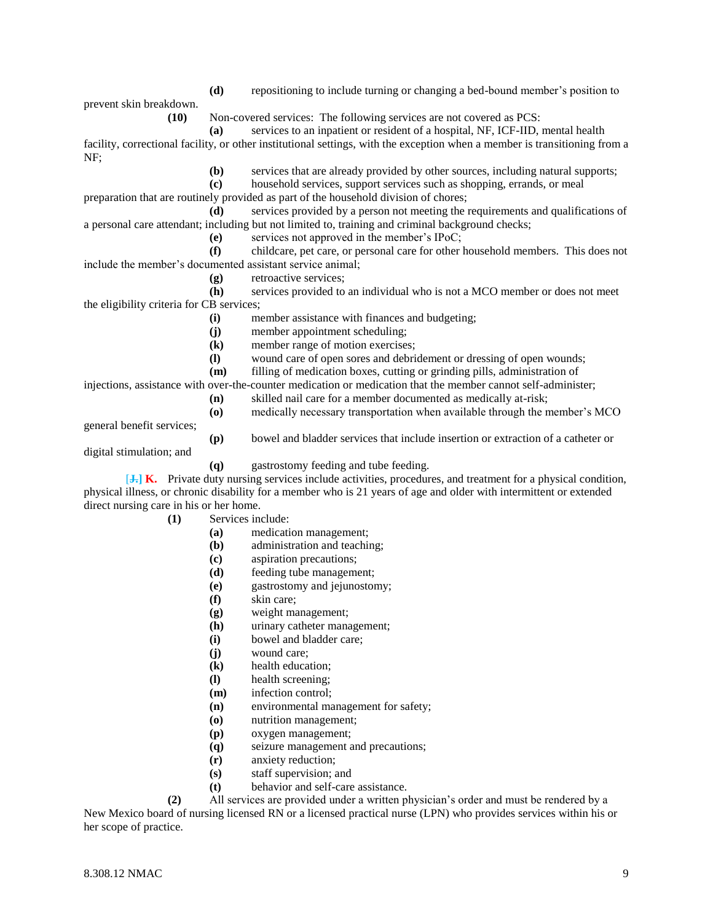**(d)** repositioning to include turning or changing a bed-bound member's position to prevent skin breakdown.

**(10)** Non-covered services: The following services are not covered as PCS:

**(a)** services to an inpatient or resident of a hospital, NF, ICF-IID, mental health facility, correctional facility, or other institutional settings, with the exception when a member is transitioning from a NF;

**(b)** services that are already provided by other sources, including natural supports;

**(c)** household services, support services such as shopping, errands, or meal preparation that are routinely provided as part of the household division of chores;

**(d)** services provided by a person not meeting the requirements and qualifications of a personal care attendant; including but not limited to, training and criminal background checks;

**(e)** services not approved in the member's IPoC;

**(f)** childcare, pet care, or personal care for other household members. This does not include the member's documented assistant service animal;

**(g)** retroactive services;

**(h)** services provided to an individual who is not a MCO member or does not meet the eligibility criteria for CB services;

**(i)** member assistance with finances and budgeting;

**(j)** member appointment scheduling;

**(k)** member range of motion exercises;

**(l)** wound care of open sores and debridement or dressing of open wounds;

**(m)** filling of medication boxes, cutting or grinding pills, administration of injections, assistance with over-the-counter medication or medication that the member cannot self-administer;

**(n)** skilled nail care for a member documented as medically at-risk;

**(o)** medically necessary transportation when available through the member's MCO general benefit services;

**(p)** bowel and bladder services that include insertion or extraction of a catheter or digital stimulation; and

**(q)** gastrostomy feeding and tube feeding.

[~~J.~~] **K.** Private duty nursing services include activities, procedures, and treatment for a physical condition, physical illness, or chronic disability for a member who is 21 years of age and older with intermittent or extended direct nursing care in his or her home.

**(1)** Services include:

**(a)** medication management;
**(b)** administration and teaching;
**(c)** aspiration precautions;
**(d)** feeding tube management;
**(e)** gastrostomy and jejunostomy;
**(f)** skin care;
**(g)** weight management;
**(h)** urinary catheter management;
**(i)** bowel and bladder care;
**(j)** wound care;
**(k)** health education;
**(l)** health screening;
**(m)** infection control;
**(n)** environmental management for safety;
**(o)** nutrition management;
**(p)** oxygen management;
**(q)** seizure management and precautions;
**(r)** anxiety reduction;
**(s)** staff supervision; and
**(t)** behavior and self-care assistance.

**(2)** All services are provided under a written physician's order and must be rendered by a New Mexico board of nursing licensed RN or a licensed practical nurse (LPN) who provides services within his or her scope of practice.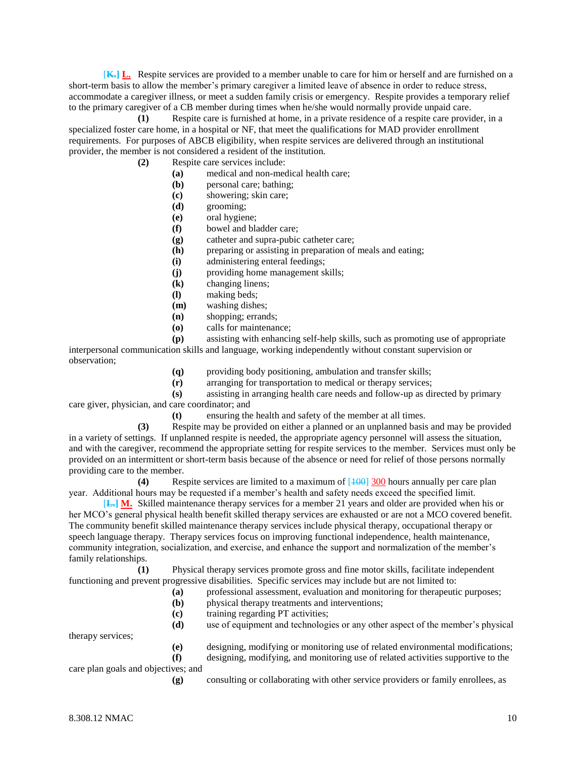[~~K.~~] **L.** Respite services are provided to a member unable to care for him or herself and are furnished on a short-term basis to allow the member's primary caregiver a limited leave of absence in order to reduce stress, accommodate a caregiver illness, or meet a sudden family crisis or emergency. Respite provides a temporary relief to the primary caregiver of a CB member during times when he/she would normally provide unpaid care.

**(1)** Respite care is furnished at home, in a private residence of a respite care provider, in a specialized foster care home, in a hospital or NF, that meet the qualifications for MAD provider enrollment requirements. For purposes of ABCB eligibility, when respite services are delivered through an institutional provider, the member is not considered a resident of the institution.

**(2)** Respite care services include:

**(a)** medical and non-medical health care;

**(b)** personal care; bathing;

**(c)** showering; skin care;

**(d)** grooming;

**(e)** oral hygiene;

**(f)** bowel and bladder care;

**(g)** catheter and supra-pubic catheter care;

**(h)** preparing or assisting in preparation of meals and eating;

**(i)** administering enteral feedings;

**(j)** providing home management skills;

**(k)** changing linens;

**(l)** making beds;

**(m)** washing dishes;

**(n)** shopping; errands;

**(o)** calls for maintenance;

**(p)** assisting with enhancing self-help skills, such as promoting use of appropriate interpersonal communication skills and language, working independently without constant supervision or observation;

**(q)** providing body positioning, ambulation and transfer skills;

**(r)** arranging for transportation to medical or therapy services;

**(s)** assisting in arranging health care needs and follow-up as directed by primary care giver, physician, and care coordinator; and

**(t)** ensuring the health and safety of the member at all times.

**(3)** Respite may be provided on either a planned or an unplanned basis and may be provided in a variety of settings. If unplanned respite is needed, the appropriate agency personnel will assess the situation, and with the caregiver, recommend the appropriate setting for respite services to the member. Services must only be provided on an intermittent or short-term basis because of the absence or need for relief of those persons normally providing care to the member.

**(4)** Respite services are limited to a maximum of [~~100~~] 300 hours annually per care plan year. Additional hours may be requested if a member's health and safety needs exceed the specified limit.

[~~L.~~] **M.** Skilled maintenance therapy services for a member 21 years and older are provided when his or her MCO's general physical health benefit skilled therapy services are exhausted or are not a MCO covered benefit. The community benefit skilled maintenance therapy services include physical therapy, occupational therapy or speech language therapy. Therapy services focus on improving functional independence, health maintenance, community integration, socialization, and exercise, and enhance the support and normalization of the member's family relationships.

**(1)** Physical therapy services promote gross and fine motor skills, facilitate independent functioning and prevent progressive disabilities. Specific services may include but are not limited to:

**(a)** professional assessment, evaluation and monitoring for therapeutic purposes;

**(b)** physical therapy treatments and interventions;

**(c)** training regarding PT activities;

**(d)** use of equipment and technologies or any other aspect of the member's physical therapy services;

**(e)** designing, modifying or monitoring use of related environmental modifications;

**(f)** designing, modifying, and monitoring use of related activities supportive to the care plan goals and objectives; and

**(g)** consulting or collaborating with other service providers or family enrollees, as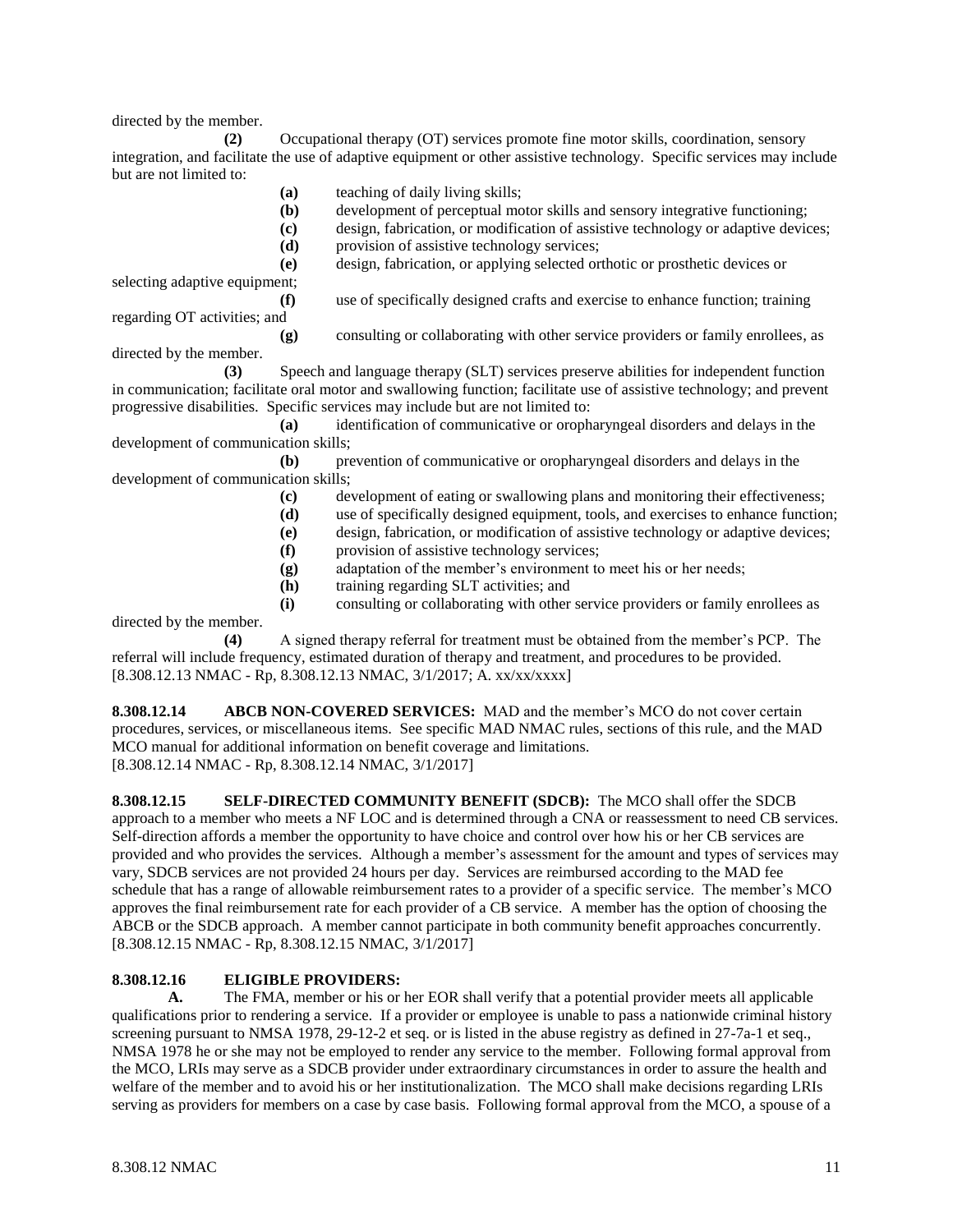directed by the member.

**(2)** Occupational therapy (OT) services promote fine motor skills, coordination, sensory integration, and facilitate the use of adaptive equipment or other assistive technology. Specific services may include but are not limited to:

**(a)** teaching of daily living skills;

**(b)** development of perceptual motor skills and sensory integrative functioning;

**(c)** design, fabrication, or modification of assistive technology or adaptive devices;

**(d)** provision of assistive technology services;

**(e)** design, fabrication, or applying selected orthotic or prosthetic devices or selecting adaptive equipment;

**(f)** use of specifically designed crafts and exercise to enhance function; training regarding OT activities; and

**(g)** consulting or collaborating with other service providers or family enrollees, as directed by the member.

**(3)** Speech and language therapy (SLT) services preserve abilities for independent function in communication; facilitate oral motor and swallowing function; facilitate use of assistive technology; and prevent progressive disabilities. Specific services may include but are not limited to:

**(a)** identification of communicative or oropharyngeal disorders and delays in the development of communication skills;

**(b)** prevention of communicative or oropharyngeal disorders and delays in the development of communication skills;

**(c)** development of eating or swallowing plans and monitoring their effectiveness;

**(d)** use of specifically designed equipment, tools, and exercises to enhance function;

**(e)** design, fabrication, or modification of assistive technology or adaptive devices;

**(f)** provision of assistive technology services;

**(g)** adaptation of the member's environment to meet his or her needs;

**(h)** training regarding SLT activities; and

**(i)** consulting or collaborating with other service providers or family enrollees as directed by the member.

**(4)** A signed therapy referral for treatment must be obtained from the member's PCP. The referral will include frequency, estimated duration of therapy and treatment, and procedures to be provided.
[8.308.12.13 NMAC - Rp, 8.308.12.13 NMAC, 3/1/2017; A. xx/xx/xxxx]

**8.308.12.14 ABCB NON-COVERED SERVICES:** MAD and the member's MCO do not cover certain procedures, services, or miscellaneous items. See specific MAD NMAC rules, sections of this rule, and the MAD MCO manual for additional information on benefit coverage and limitations.
[8.308.12.14 NMAC - Rp, 8.308.12.14 NMAC, 3/1/2017]

**8.308.12.15 SELF-DIRECTED COMMUNITY BENEFIT (SDCB):** The MCO shall offer the SDCB approach to a member who meets a NF LOC and is determined through a CNA or reassessment to need CB services. Self-direction affords a member the opportunity to have choice and control over how his or her CB services are provided and who provides the services. Although a member's assessment for the amount and types of services may vary, SDCB services are not provided 24 hours per day. Services are reimbursed according to the MAD fee schedule that has a range of allowable reimbursement rates to a provider of a specific service. The member's MCO approves the final reimbursement rate for each provider of a CB service. A member has the option of choosing the ABCB or the SDCB approach. A member cannot participate in both community benefit approaches concurrently.
[8.308.12.15 NMAC - Rp, 8.308.12.15 NMAC, 3/1/2017]

**8.308.12.16 ELIGIBLE PROVIDERS:**

**A.** The FMA, member or his or her EOR shall verify that a potential provider meets all applicable qualifications prior to rendering a service. If a provider or employee is unable to pass a nationwide criminal history screening pursuant to NMSA 1978, 29-12-2 et seq. or is listed in the abuse registry as defined in 27-7a-1 et seq., NMSA 1978 he or she may not be employed to render any service to the member. Following formal approval from the MCO, LRIs may serve as a SDCB provider under extraordinary circumstances in order to assure the health and welfare of the member and to avoid his or her institutionalization. The MCO shall make decisions regarding LRIs serving as providers for members on a case by case basis. Following formal approval from the MCO, a spouse of a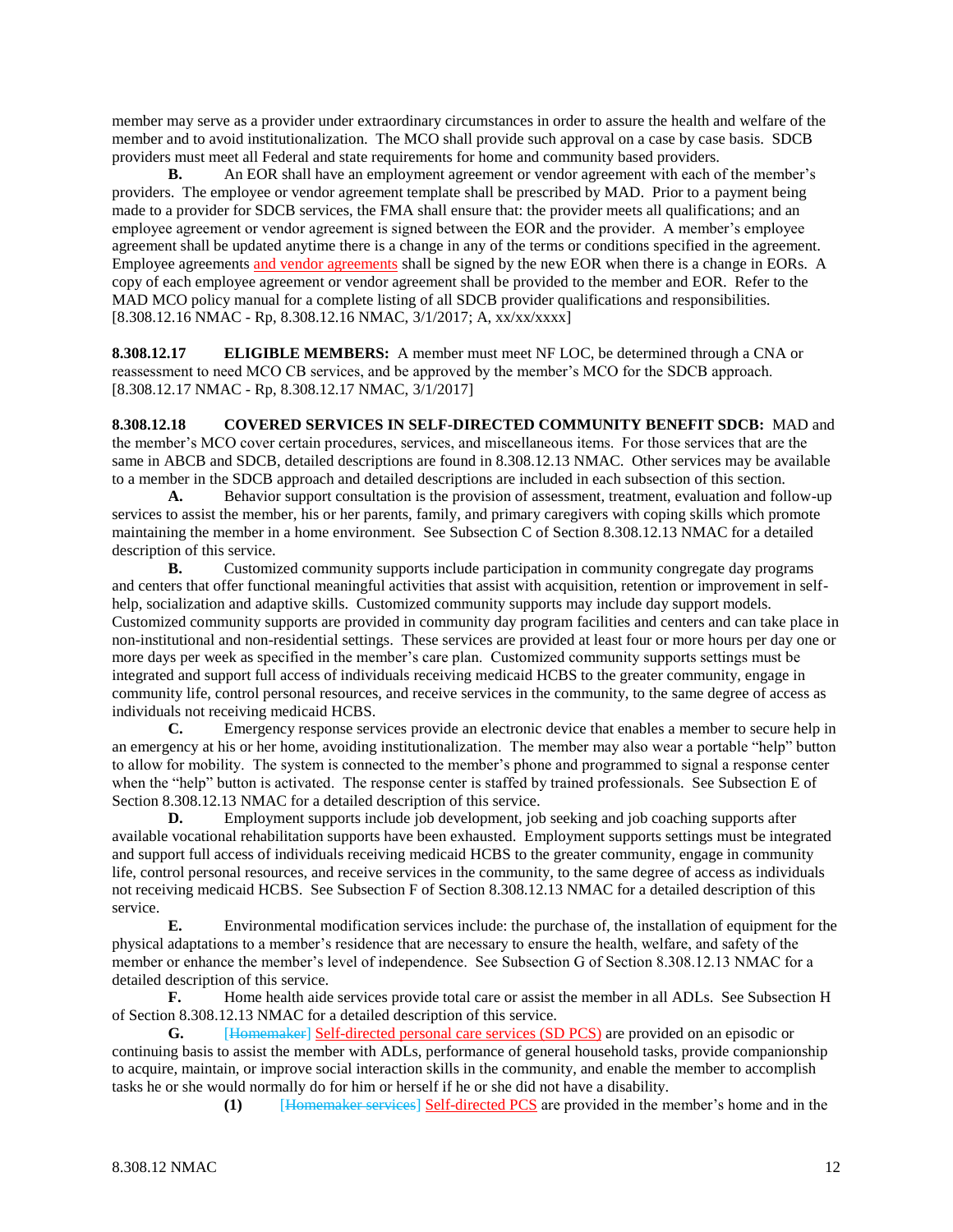member may serve as a provider under extraordinary circumstances in order to assure the health and welfare of the member and to avoid institutionalization. The MCO shall provide such approval on a case by case basis. SDCB providers must meet all Federal and state requirements for home and community based providers.

**B.** An EOR shall have an employment agreement or vendor agreement with each of the member's providers. The employee or vendor agreement template shall be prescribed by MAD. Prior to a payment being made to a provider for SDCB services, the FMA shall ensure that: the provider meets all qualifications; and an employee agreement or vendor agreement is signed between the EOR and the provider. A member's employee agreement shall be updated anytime there is a change in any of the terms or conditions specified in the agreement. Employee agreements and vendor agreements shall be signed by the new EOR when there is a change in EORs. A copy of each employee agreement or vendor agreement shall be provided to the member and EOR. Refer to the MAD MCO policy manual for a complete listing of all SDCB provider qualifications and responsibilities.
[8.308.12.16 NMAC - Rp, 8.308.12.16 NMAC, 3/1/2017; A, xx/xx/xxxx]

**8.308.12.17 ELIGIBLE MEMBERS:** A member must meet NF LOC, be determined through a CNA or reassessment to need MCO CB services, and be approved by the member's MCO for the SDCB approach.
[8.308.12.17 NMAC - Rp, 8.308.12.17 NMAC, 3/1/2017]

**8.308.12.18 COVERED SERVICES IN SELF-DIRECTED COMMUNITY BENEFIT SDCB:** MAD and the member's MCO cover certain procedures, services, and miscellaneous items. For those services that are the same in ABCB and SDCB, detailed descriptions are found in 8.308.12.13 NMAC. Other services may be available to a member in the SDCB approach and detailed descriptions are included in each subsection of this section.

**A.** Behavior support consultation is the provision of assessment, treatment, evaluation and follow-up services to assist the member, his or her parents, family, and primary caregivers with coping skills which promote maintaining the member in a home environment. See Subsection C of Section 8.308.12.13 NMAC for a detailed description of this service.

**B.** Customized community supports include participation in community congregate day programs and centers that offer functional meaningful activities that assist with acquisition, retention or improvement in self-help, socialization and adaptive skills. Customized community supports may include day support models. Customized community supports are provided in community day program facilities and centers and can take place in non-institutional and non-residential settings. These services are provided at least four or more hours per day one or more days per week as specified in the member's care plan. Customized community supports settings must be integrated and support full access of individuals receiving medicaid HCBS to the greater community, engage in community life, control personal resources, and receive services in the community, to the same degree of access as individuals not receiving medicaid HCBS.

**C.** Emergency response services provide an electronic device that enables a member to secure help in an emergency at his or her home, avoiding institutionalization. The member may also wear a portable "help" button to allow for mobility. The system is connected to the member's phone and programmed to signal a response center when the "help" button is activated. The response center is staffed by trained professionals. See Subsection E of Section 8.308.12.13 NMAC for a detailed description of this service.

**D.** Employment supports include job development, job seeking and job coaching supports after available vocational rehabilitation supports have been exhausted. Employment supports settings must be integrated and support full access of individuals receiving medicaid HCBS to the greater community, engage in community life, control personal resources, and receive services in the community, to the same degree of access as individuals not receiving medicaid HCBS. See Subsection F of Section 8.308.12.13 NMAC for a detailed description of this service.

**E.** Environmental modification services include: the purchase of, the installation of equipment for the physical adaptations to a member's residence that are necessary to ensure the health, welfare, and safety of the member or enhance the member's level of independence. See Subsection G of Section 8.308.12.13 NMAC for a detailed description of this service.

**F.** Home health aide services provide total care or assist the member in all ADLs. See Subsection H of Section 8.308.12.13 NMAC for a detailed description of this service.

**G.** [Homemaker] Self-directed personal care services (SD PCS) are provided on an episodic or continuing basis to assist the member with ADLs, performance of general household tasks, provide companionship to acquire, maintain, or improve social interaction skills in the community, and enable the member to accomplish tasks he or she would normally do for him or herself if he or she did not have a disability.

**(1)** [Homemaker services] Self-directed PCS are provided in the member's home and in the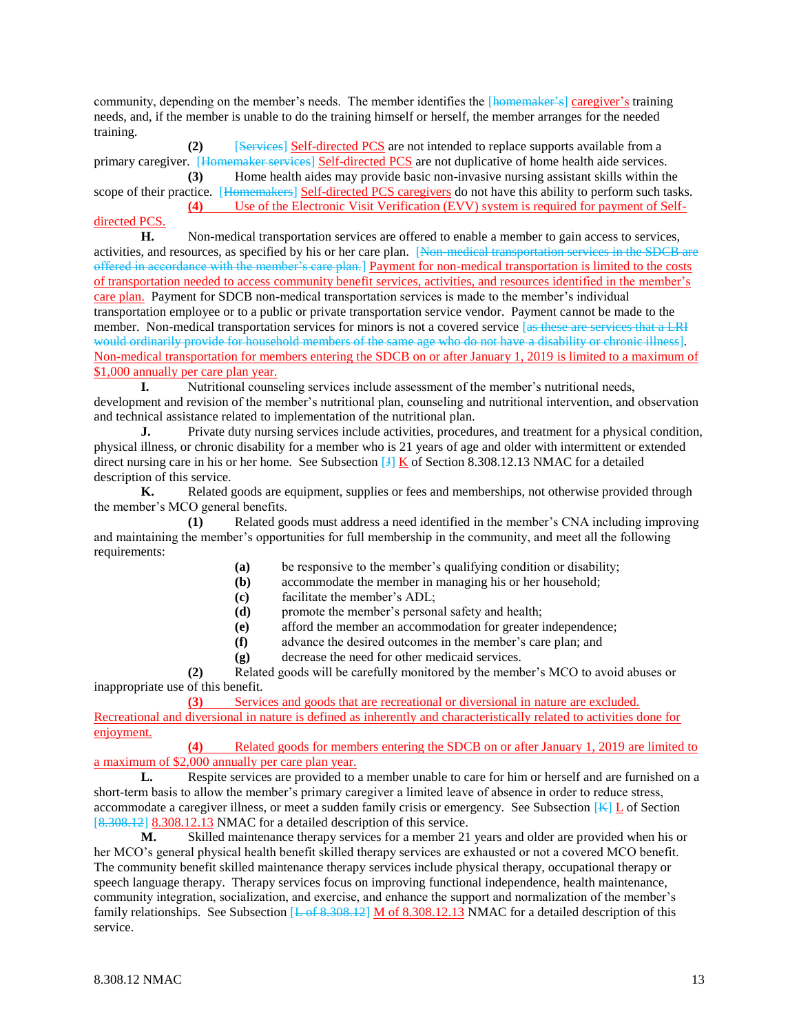community, depending on the member's needs. The member identifies the [homemaker's] caregiver's training needs, and, if the member is unable to do the training himself or herself, the member arranges for the needed training.

**(2)** [Services] Self-directed PCS are not intended to replace supports available from a primary caregiver. [Homemaker services] Self-directed PCS are not duplicative of home health aide services.

**(3)** Home health aides may provide basic non-invasive nursing assistant skills within the scope of their practice. [Homemakers] Self-directed PCS caregivers do not have this ability to perform such tasks.

**(4)** Use of the Electronic Visit Verification (EVV) system is required for payment of Self-directed PCS.

**H.** Non-medical transportation services are offered to enable a member to gain access to services, activities, and resources, as specified by his or her care plan. [Non-medical transportation services in the SDCB are offered in accordance with the member's care plan.] Payment for non-medical transportation is limited to the costs of transportation needed to access community benefit services, activities, and resources identified in the member's care plan. Payment for SDCB non-medical transportation services is made to the member's individual transportation employee or to a public or private transportation service vendor. Payment cannot be made to the member. Non-medical transportation services for minors is not a covered service [as these are services that a LRI would ordinarily provide for household members of the same age who do not have a disability or chronic illness]. Non-medical transportation for members entering the SDCB on or after January 1, 2019 is limited to a maximum of $1,000 annually per care plan year.

**I.** Nutritional counseling services include assessment of the member's nutritional needs, development and revision of the member's nutritional plan, counseling and nutritional intervention, and observation and technical assistance related to implementation of the nutritional plan.

**J.** Private duty nursing services include activities, procedures, and treatment for a physical condition, physical illness, or chronic disability for a member who is 21 years of age and older with intermittent or extended direct nursing care in his or her home. See Subsection [J] K of Section 8.308.12.13 NMAC for a detailed description of this service.

**K.** Related goods are equipment, supplies or fees and memberships, not otherwise provided through the member's MCO general benefits.

**(1)** Related goods must address a need identified in the member's CNA including improving and maintaining the member's opportunities for full membership in the community, and meet all the following requirements:

**(a)** be responsive to the member's qualifying condition or disability;
**(b)** accommodate the member in managing his or her household;
**(c)** facilitate the member's ADL;
**(d)** promote the member's personal safety and health;
**(e)** afford the member an accommodation for greater independence;
**(f)** advance the desired outcomes in the member's care plan; and
**(g)** decrease the need for other medicaid services.

**(2)** Related goods will be carefully monitored by the member's MCO to avoid abuses or inappropriate use of this benefit.

**(3)** Services and goods that are recreational or diversional in nature are excluded. Recreational and diversional in nature is defined as inherently and characteristically related to activities done for enjoyment.

**(4)** Related goods for members entering the SDCB on or after January 1, 2019 are limited to a maximum of $2,000 annually per care plan year.

**L.** Respite services are provided to a member unable to care for him or herself and are furnished on a short-term basis to allow the member's primary caregiver a limited leave of absence in order to reduce stress, accommodate a caregiver illness, or meet a sudden family crisis or emergency. See Subsection [K] L of Section [8.308.12] 8.308.12.13 NMAC for a detailed description of this service.

**M.** Skilled maintenance therapy services for a member 21 years and older are provided when his or her MCO's general physical health benefit skilled therapy services are exhausted or not a covered MCO benefit. The community benefit skilled maintenance therapy services include physical therapy, occupational therapy or speech language therapy. Therapy services focus on improving functional independence, health maintenance, community integration, socialization, and exercise, and enhance the support and normalization of the member's family relationships. See Subsection [L of 8.308.12] M of 8.308.12.13 NMAC for a detailed description of this service.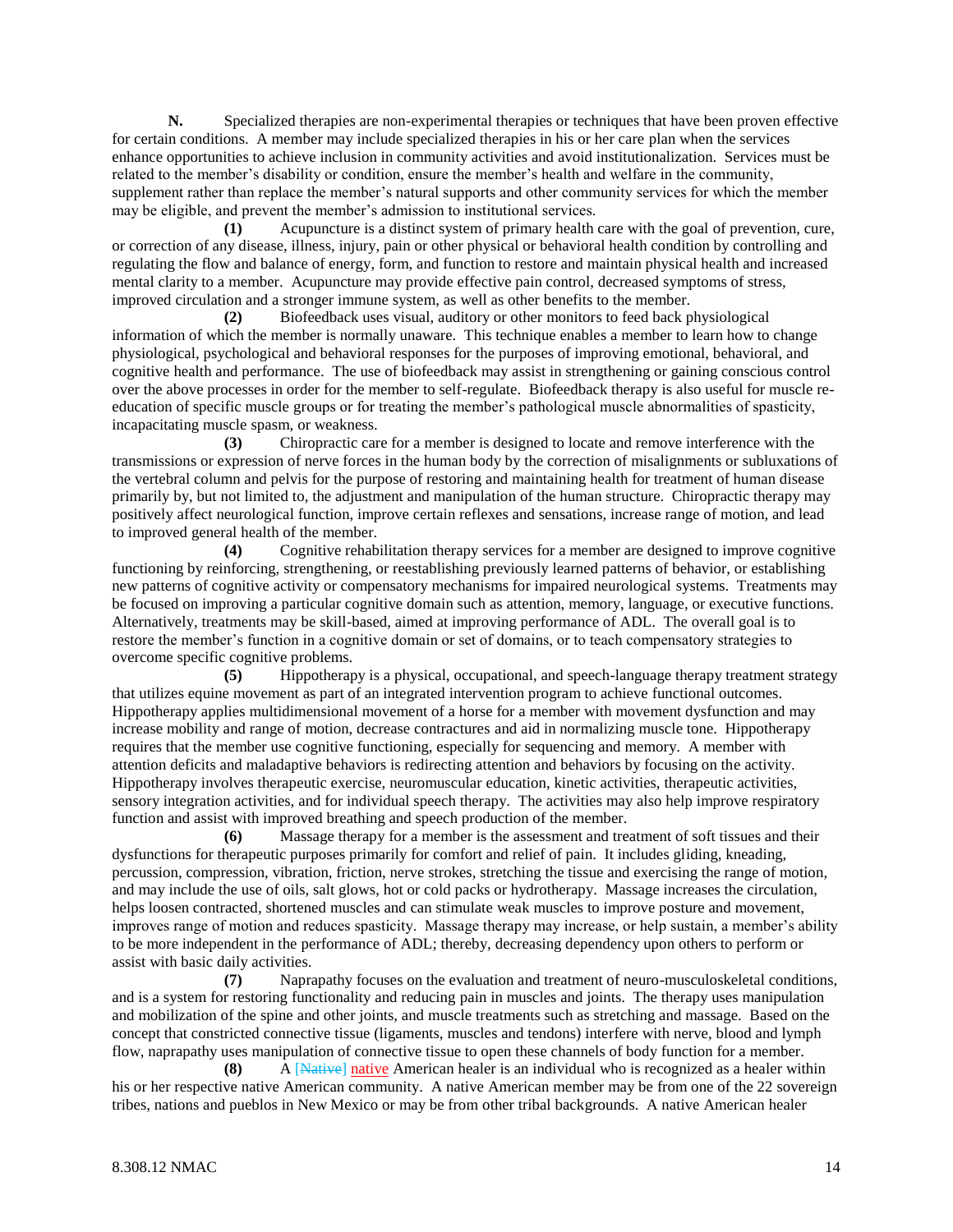**N.** Specialized therapies are non-experimental therapies or techniques that have been proven effective for certain conditions. A member may include specialized therapies in his or her care plan when the services enhance opportunities to achieve inclusion in community activities and avoid institutionalization. Services must be related to the member's disability or condition, ensure the member's health and welfare in the community, supplement rather than replace the member's natural supports and other community services for which the member may be eligible, and prevent the member's admission to institutional services.

**(1)** Acupuncture is a distinct system of primary health care with the goal of prevention, cure, or correction of any disease, illness, injury, pain or other physical or behavioral health condition by controlling and regulating the flow and balance of energy, form, and function to restore and maintain physical health and increased mental clarity to a member. Acupuncture may provide effective pain control, decreased symptoms of stress, improved circulation and a stronger immune system, as well as other benefits to the member.

**(2)** Biofeedback uses visual, auditory or other monitors to feed back physiological information of which the member is normally unaware. This technique enables a member to learn how to change physiological, psychological and behavioral responses for the purposes of improving emotional, behavioral, and cognitive health and performance. The use of biofeedback may assist in strengthening or gaining conscious control over the above processes in order for the member to self-regulate. Biofeedback therapy is also useful for muscle re-education of specific muscle groups or for treating the member's pathological muscle abnormalities of spasticity, incapacitating muscle spasm, or weakness.

**(3)** Chiropractic care for a member is designed to locate and remove interference with the transmissions or expression of nerve forces in the human body by the correction of misalignments or subluxations of the vertebral column and pelvis for the purpose of restoring and maintaining health for treatment of human disease primarily by, but not limited to, the adjustment and manipulation of the human structure. Chiropractic therapy may positively affect neurological function, improve certain reflexes and sensations, increase range of motion, and lead to improved general health of the member.

**(4)** Cognitive rehabilitation therapy services for a member are designed to improve cognitive functioning by reinforcing, strengthening, or reestablishing previously learned patterns of behavior, or establishing new patterns of cognitive activity or compensatory mechanisms for impaired neurological systems. Treatments may be focused on improving a particular cognitive domain such as attention, memory, language, or executive functions. Alternatively, treatments may be skill-based, aimed at improving performance of ADL. The overall goal is to restore the member's function in a cognitive domain or set of domains, or to teach compensatory strategies to overcome specific cognitive problems.

**(5)** Hippotherapy is a physical, occupational, and speech-language therapy treatment strategy that utilizes equine movement as part of an integrated intervention program to achieve functional outcomes. Hippotherapy applies multidimensional movement of a horse for a member with movement dysfunction and may increase mobility and range of motion, decrease contractures and aid in normalizing muscle tone. Hippotherapy requires that the member use cognitive functioning, especially for sequencing and memory. A member with attention deficits and maladaptive behaviors is redirecting attention and behaviors by focusing on the activity. Hippotherapy involves therapeutic exercise, neuromuscular education, kinetic activities, therapeutic activities, sensory integration activities, and for individual speech therapy. The activities may also help improve respiratory function and assist with improved breathing and speech production of the member.

**(6)** Massage therapy for a member is the assessment and treatment of soft tissues and their dysfunctions for therapeutic purposes primarily for comfort and relief of pain. It includes gliding, kneading, percussion, compression, vibration, friction, nerve strokes, stretching the tissue and exercising the range of motion, and may include the use of oils, salt glows, hot or cold packs or hydrotherapy. Massage increases the circulation, helps loosen contracted, shortened muscles and can stimulate weak muscles to improve posture and movement, improves range of motion and reduces spasticity. Massage therapy may increase, or help sustain, a member's ability to be more independent in the performance of ADL; thereby, decreasing dependency upon others to perform or assist with basic daily activities.

**(7)** Naprapathy focuses on the evaluation and treatment of neuro-musculoskeletal conditions, and is a system for restoring functionality and reducing pain in muscles and joints. The therapy uses manipulation and mobilization of the spine and other joints, and muscle treatments such as stretching and massage. Based on the concept that constricted connective tissue (ligaments, muscles and tendons) interfere with nerve, blood and lymph flow, naprapathy uses manipulation of connective tissue to open these channels of body function for a member.

**(8)** A [~~Native~~] native American healer is an individual who is recognized as a healer within his or her respective native American community. A native American member may be from one of the 22 sovereign tribes, nations and pueblos in New Mexico or may be from other tribal backgrounds. A native American healer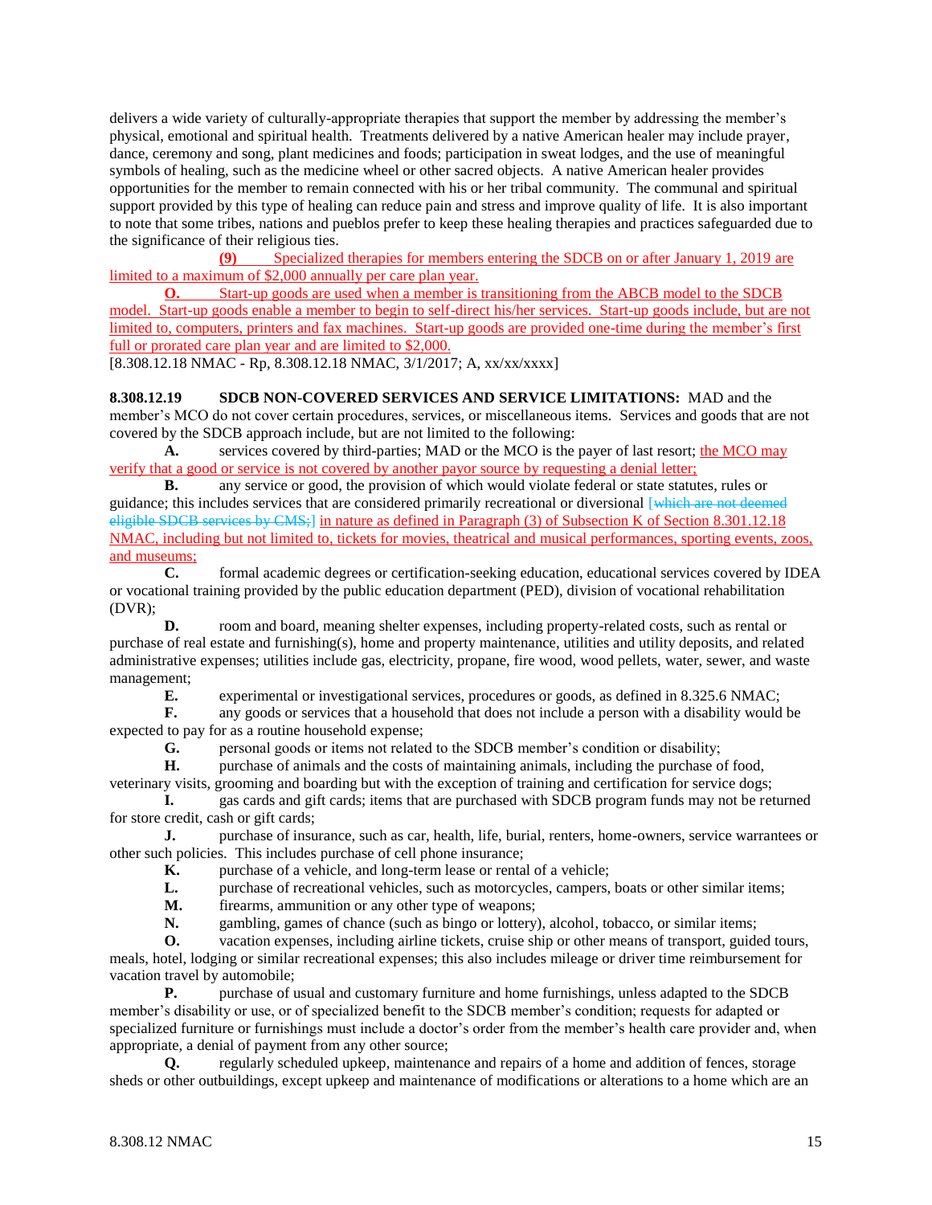delivers a wide variety of culturally-appropriate therapies that support the member by addressing the member's physical, emotional and spiritual health. Treatments delivered by a native American healer may include prayer, dance, ceremony and song, plant medicines and foods; participation in sweat lodges, and the use of meaningful symbols of healing, such as the medicine wheel or other sacred objects. A native American healer provides opportunities for the member to remain connected with his or her tribal community. The communal and spiritual support provided by this type of healing can reduce pain and stress and improve quality of life. It is also important to note that some tribes, nations and pueblos prefer to keep these healing therapies and practices safeguarded due to the significance of their religious ties.

**(9)** Specialized therapies for members entering the SDCB on or after January 1, 2019 are limited to a maximum of $2,000 annually per care plan year.

**O.** Start-up goods are used when a member is transitioning from the ABCB model to the SDCB model. Start-up goods enable a member to begin to self-direct his/her services. Start-up goods include, but are not limited to, computers, printers and fax machines. Start-up goods are provided one-time during the member's first full or prorated care plan year and are limited to $2,000.

[8.308.12.18 NMAC - Rp, 8.308.12.18 NMAC, 3/1/2017; A, xx/xx/xxxx]

**8.308.12.19 SDCB NON-COVERED SERVICES AND SERVICE LIMITATIONS:** MAD and the member's MCO do not cover certain procedures, services, or miscellaneous items. Services and goods that are not covered by the SDCB approach include, but are not limited to the following:

**A.** services covered by third-parties; MAD or the MCO is the payer of last resort; the MCO may verify that a good or service is not covered by another payor source by requesting a denial letter;

**B.** any service or good, the provision of which would violate federal or state statutes, rules or guidance; this includes services that are considered primarily recreational or diversional [~~which are not deemed eligible SDCB services by CMS;~~] in nature as defined in Paragraph (3) of Subsection K of Section 8.301.12.18 NMAC, including but not limited to, tickets for movies, theatrical and musical performances, sporting events, zoos, and museums;

**C.** formal academic degrees or certification-seeking education, educational services covered by IDEA or vocational training provided by the public education department (PED), division of vocational rehabilitation (DVR);

**D.** room and board, meaning shelter expenses, including property-related costs, such as rental or purchase of real estate and furnishing(s), home and property maintenance, utilities and utility deposits, and related administrative expenses; utilities include gas, electricity, propane, fire wood, wood pellets, water, sewer, and waste management;

**E.** experimental or investigational services, procedures or goods, as defined in 8.325.6 NMAC;

**F.** any goods or services that a household that does not include a person with a disability would be expected to pay for as a routine household expense;

**G.** personal goods or items not related to the SDCB member's condition or disability;

**H.** purchase of animals and the costs of maintaining animals, including the purchase of food, veterinary visits, grooming and boarding but with the exception of training and certification for service dogs;

**I.** gas cards and gift cards; items that are purchased with SDCB program funds may not be returned for store credit, cash or gift cards;

**J.** purchase of insurance, such as car, health, life, burial, renters, home-owners, service warrantees or other such policies. This includes purchase of cell phone insurance;

**K.** purchase of a vehicle, and long-term lease or rental of a vehicle;

**L.** purchase of recreational vehicles, such as motorcycles, campers, boats or other similar items;

**M.** firearms, ammunition or any other type of weapons;

**N.** gambling, games of chance (such as bingo or lottery), alcohol, tobacco, or similar items;

**O.** vacation expenses, including airline tickets, cruise ship or other means of transport, guided tours, meals, hotel, lodging or similar recreational expenses; this also includes mileage or driver time reimbursement for vacation travel by automobile;

**P.** purchase of usual and customary furniture and home furnishings, unless adapted to the SDCB member's disability or use, or of specialized benefit to the SDCB member's condition; requests for adapted or specialized furniture or furnishings must include a doctor's order from the member's health care provider and, when appropriate, a denial of payment from any other source;

**Q.** regularly scheduled upkeep, maintenance and repairs of a home and addition of fences, storage sheds or other outbuildings, except upkeep and maintenance of modifications or alterations to a home which are an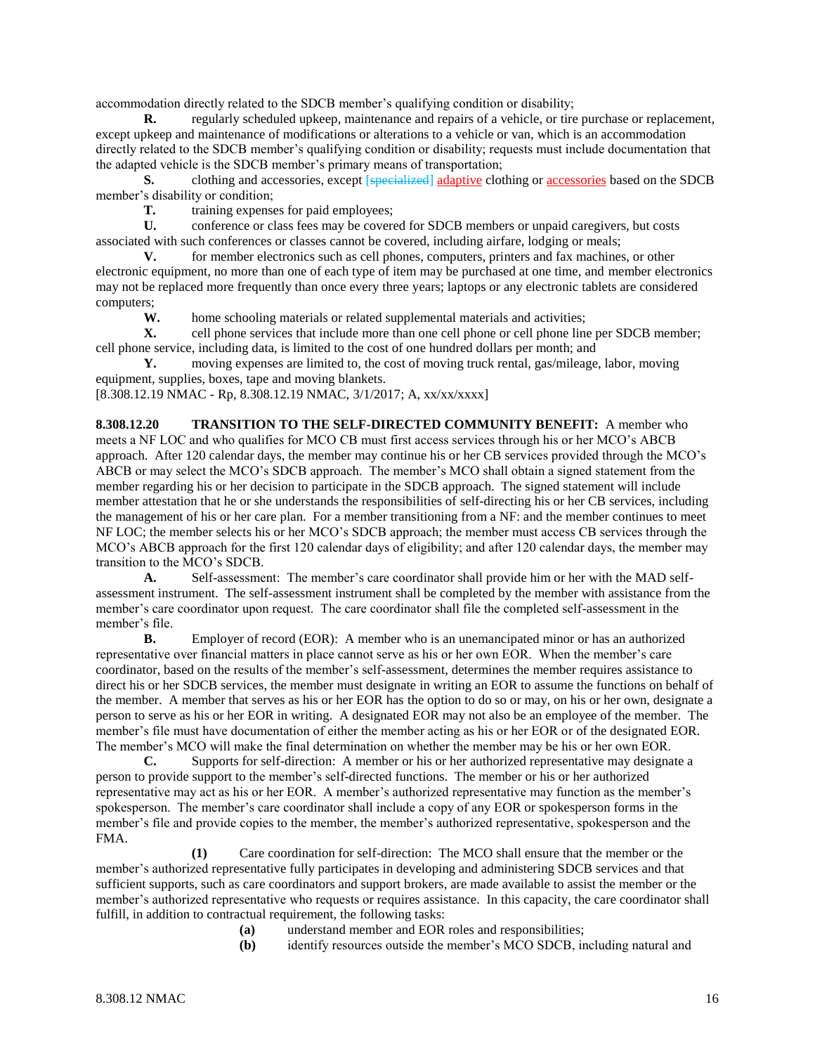accommodation directly related to the SDCB member's qualifying condition or disability;

**R.** regularly scheduled upkeep, maintenance and repairs of a vehicle, or tire purchase or replacement, except upkeep and maintenance of modifications or alterations to a vehicle or van, which is an accommodation directly related to the SDCB member's qualifying condition or disability; requests must include documentation that the adapted vehicle is the SDCB member's primary means of transportation;

**S.** clothing and accessories, except [~~specialized~~] adaptive clothing or accessories based on the SDCB member's disability or condition;

**T.** training expenses for paid employees;

**U.** conference or class fees may be covered for SDCB members or unpaid caregivers, but costs associated with such conferences or classes cannot be covered, including airfare, lodging or meals;

**V.** for member electronics such as cell phones, computers, printers and fax machines, or other electronic equipment, no more than one of each type of item may be purchased at one time, and member electronics may not be replaced more frequently than once every three years; laptops or any electronic tablets are considered computers;

**W.** home schooling materials or related supplemental materials and activities;

**X.** cell phone services that include more than one cell phone or cell phone line per SDCB member; cell phone service, including data, is limited to the cost of one hundred dollars per month; and

**Y.** moving expenses are limited to, the cost of moving truck rental, gas/mileage, labor, moving equipment, supplies, boxes, tape and moving blankets.

[8.308.12.19 NMAC - Rp, 8.308.12.19 NMAC, 3/1/2017; A, xx/xx/xxxx]

**8.308.12.20 TRANSITION TO THE SELF-DIRECTED COMMUNITY BENEFIT:** A member who meets a NF LOC and who qualifies for MCO CB must first access services through his or her MCO's ABCB approach. After 120 calendar days, the member may continue his or her CB services provided through the MCO's ABCB or may select the MCO's SDCB approach. The member's MCO shall obtain a signed statement from the member regarding his or her decision to participate in the SDCB approach. The signed statement will include member attestation that he or she understands the responsibilities of self-directing his or her CB services, including the management of his or her care plan. For a member transitioning from a NF: and the member continues to meet NF LOC; the member selects his or her MCO's SDCB approach; the member must access CB services through the MCO's ABCB approach for the first 120 calendar days of eligibility; and after 120 calendar days, the member may transition to the MCO's SDCB.

**A.** Self-assessment: The member's care coordinator shall provide him or her with the MAD self-assessment instrument. The self-assessment instrument shall be completed by the member with assistance from the member's care coordinator upon request. The care coordinator shall file the completed self-assessment in the member's file.

**B.** Employer of record (EOR): A member who is an unemancipated minor or has an authorized representative over financial matters in place cannot serve as his or her own EOR. When the member's care coordinator, based on the results of the member's self-assessment, determines the member requires assistance to direct his or her SDCB services, the member must designate in writing an EOR to assume the functions on behalf of the member. A member that serves as his or her EOR has the option to do so or may, on his or her own, designate a person to serve as his or her EOR in writing. A designated EOR may not also be an employee of the member. The member's file must have documentation of either the member acting as his or her EOR or of the designated EOR. The member's MCO will make the final determination on whether the member may be his or her own EOR.

**C.** Supports for self-direction: A member or his or her authorized representative may designate a person to provide support to the member's self-directed functions. The member or his or her authorized representative may act as his or her EOR. A member's authorized representative may function as the member's spokesperson. The member's care coordinator shall include a copy of any EOR or spokesperson forms in the member's file and provide copies to the member, the member's authorized representative, spokesperson and the FMA.

**(1)** Care coordination for self-direction: The MCO shall ensure that the member or the member's authorized representative fully participates in developing and administering SDCB services and that sufficient supports, such as care coordinators and support brokers, are made available to assist the member or the member's authorized representative who requests or requires assistance. In this capacity, the care coordinator shall fulfill, in addition to contractual requirement, the following tasks:

**(a)** understand member and EOR roles and responsibilities;

**(b)** identify resources outside the member's MCO SDCB, including natural and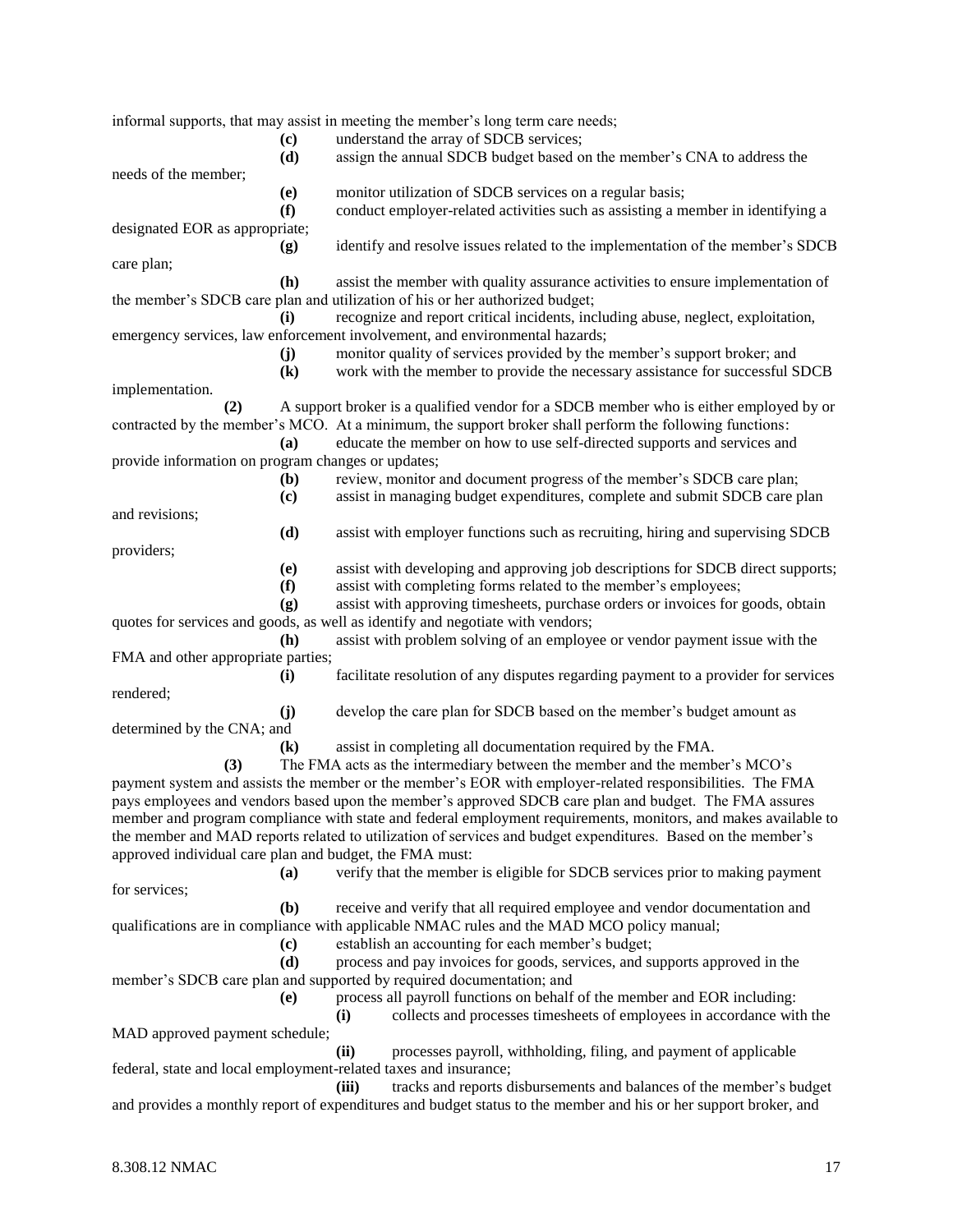informal supports, that may assist in meeting the member's long term care needs;

**(c)** understand the array of SDCB services;

**(d)** assign the annual SDCB budget based on the member's CNA to address the needs of the member;

**(e)** monitor utilization of SDCB services on a regular basis;

**(f)** conduct employer-related activities such as assisting a member in identifying a designated EOR as appropriate;

**(g)** identify and resolve issues related to the implementation of the member's SDCB care plan;

**(h)** assist the member with quality assurance activities to ensure implementation of the member's SDCB care plan and utilization of his or her authorized budget;

**(i)** recognize and report critical incidents, including abuse, neglect, exploitation, emergency services, law enforcement involvement, and environmental hazards;

**(j)** monitor quality of services provided by the member's support broker; and

**(k)** work with the member to provide the necessary assistance for successful SDCB implementation.

**(2)** A support broker is a qualified vendor for a SDCB member who is either employed by or contracted by the member's MCO. At a minimum, the support broker shall perform the following functions:

**(a)** educate the member on how to use self-directed supports and services and provide information on program changes or updates;

**(b)** review, monitor and document progress of the member's SDCB care plan;

**(c)** assist in managing budget expenditures, complete and submit SDCB care plan and revisions;

**(d)** assist with employer functions such as recruiting, hiring and supervising SDCB providers;

**(e)** assist with developing and approving job descriptions for SDCB direct supports;

**(f)** assist with completing forms related to the member's employees;

**(g)** assist with approving timesheets, purchase orders or invoices for goods, obtain quotes for services and goods, as well as identify and negotiate with vendors;

**(h)** assist with problem solving of an employee or vendor payment issue with the FMA and other appropriate parties;

**(i)** facilitate resolution of any disputes regarding payment to a provider for services rendered;

**(j)** develop the care plan for SDCB based on the member's budget amount as determined by the CNA; and

**(k)** assist in completing all documentation required by the FMA.

**(3)** The FMA acts as the intermediary between the member and the member's MCO's payment system and assists the member or the member's EOR with employer-related responsibilities. The FMA pays employees and vendors based upon the member's approved SDCB care plan and budget. The FMA assures member and program compliance with state and federal employment requirements, monitors, and makes available to the member and MAD reports related to utilization of services and budget expenditures. Based on the member's approved individual care plan and budget, the FMA must:

**(a)** verify that the member is eligible for SDCB services prior to making payment for services;

**(b)** receive and verify that all required employee and vendor documentation and qualifications are in compliance with applicable NMAC rules and the MAD MCO policy manual;

**(c)** establish an accounting for each member's budget;

**(d)** process and pay invoices for goods, services, and supports approved in the member's SDCB care plan and supported by required documentation; and

**(e)** process all payroll functions on behalf of the member and EOR including:

**(i)** collects and processes timesheets of employees in accordance with the MAD approved payment schedule;

**(ii)** processes payroll, withholding, filing, and payment of applicable federal, state and local employment-related taxes and insurance;

**(iii)** tracks and reports disbursements and balances of the member's budget and provides a monthly report of expenditures and budget status to the member and his or her support broker, and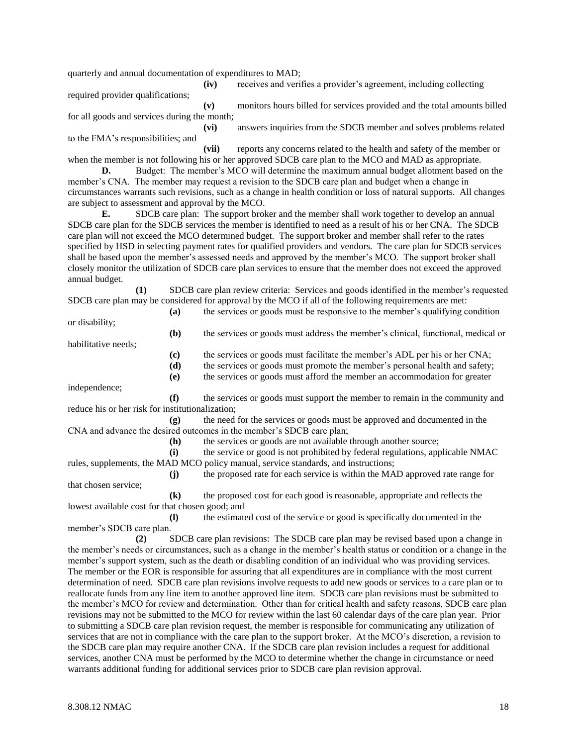quarterly and annual documentation of expenditures to MAD;

**(iv)** receives and verifies a provider's agreement, including collecting required provider qualifications;

**(v)** monitors hours billed for services provided and the total amounts billed for all goods and services during the month;

**(vi)** answers inquiries from the SDCB member and solves problems related to the FMA's responsibilities; and

**(vii)** reports any concerns related to the health and safety of the member or when the member is not following his or her approved SDCB care plan to the MCO and MAD as appropriate.

**D.** Budget: The member's MCO will determine the maximum annual budget allotment based on the member's CNA. The member may request a revision to the SDCB care plan and budget when a change in circumstances warrants such revisions, such as a change in health condition or loss of natural supports. All changes are subject to assessment and approval by the MCO.

**E.** SDCB care plan: The support broker and the member shall work together to develop an annual SDCB care plan for the SDCB services the member is identified to need as a result of his or her CNA. The SDCB care plan will not exceed the MCO determined budget. The support broker and member shall refer to the rates specified by HSD in selecting payment rates for qualified providers and vendors. The care plan for SDCB services shall be based upon the member's assessed needs and approved by the member's MCO. The support broker shall closely monitor the utilization of SDCB care plan services to ensure that the member does not exceed the approved annual budget.

**(1)** SDCB care plan review criteria: Services and goods identified in the member's requested SDCB care plan may be considered for approval by the MCO if all of the following requirements are met:

**(a)** the services or goods must be responsive to the member's qualifying condition or disability;

**(b)** the services or goods must address the member's clinical, functional, medical or habilitative needs;

**(c)** the services or goods must facilitate the member's ADL per his or her CNA;

**(d)** the services or goods must promote the member's personal health and safety;

**(e)** the services or goods must afford the member an accommodation for greater independence;

**(f)** the services or goods must support the member to remain in the community and reduce his or her risk for institutionalization;

**(g)** the need for the services or goods must be approved and documented in the CNA and advance the desired outcomes in the member's SDCB care plan;

**(h)** the services or goods are not available through another source;

**(i)** the service or good is not prohibited by federal regulations, applicable NMAC rules, supplements, the MAD MCO policy manual, service standards, and instructions;

**(j)** the proposed rate for each service is within the MAD approved rate range for that chosen service;

**(k)** the proposed cost for each good is reasonable, appropriate and reflects the lowest available cost for that chosen good; and

**(l)** the estimated cost of the service or good is specifically documented in the member's SDCB care plan.

**(2)** SDCB care plan revisions: The SDCB care plan may be revised based upon a change in the member's needs or circumstances, such as a change in the member's health status or condition or a change in the member's support system, such as the death or disabling condition of an individual who was providing services. The member or the EOR is responsible for assuring that all expenditures are in compliance with the most current determination of need. SDCB care plan revisions involve requests to add new goods or services to a care plan or to reallocate funds from any line item to another approved line item. SDCB care plan revisions must be submitted to the member's MCO for review and determination. Other than for critical health and safety reasons, SDCB care plan revisions may not be submitted to the MCO for review within the last 60 calendar days of the care plan year. Prior to submitting a SDCB care plan revision request, the member is responsible for communicating any utilization of services that are not in compliance with the care plan to the support broker. At the MCO's discretion, a revision to the SDCB care plan may require another CNA. If the SDCB care plan revision includes a request for additional services, another CNA must be performed by the MCO to determine whether the change in circumstance or need warrants additional funding for additional services prior to SDCB care plan revision approval.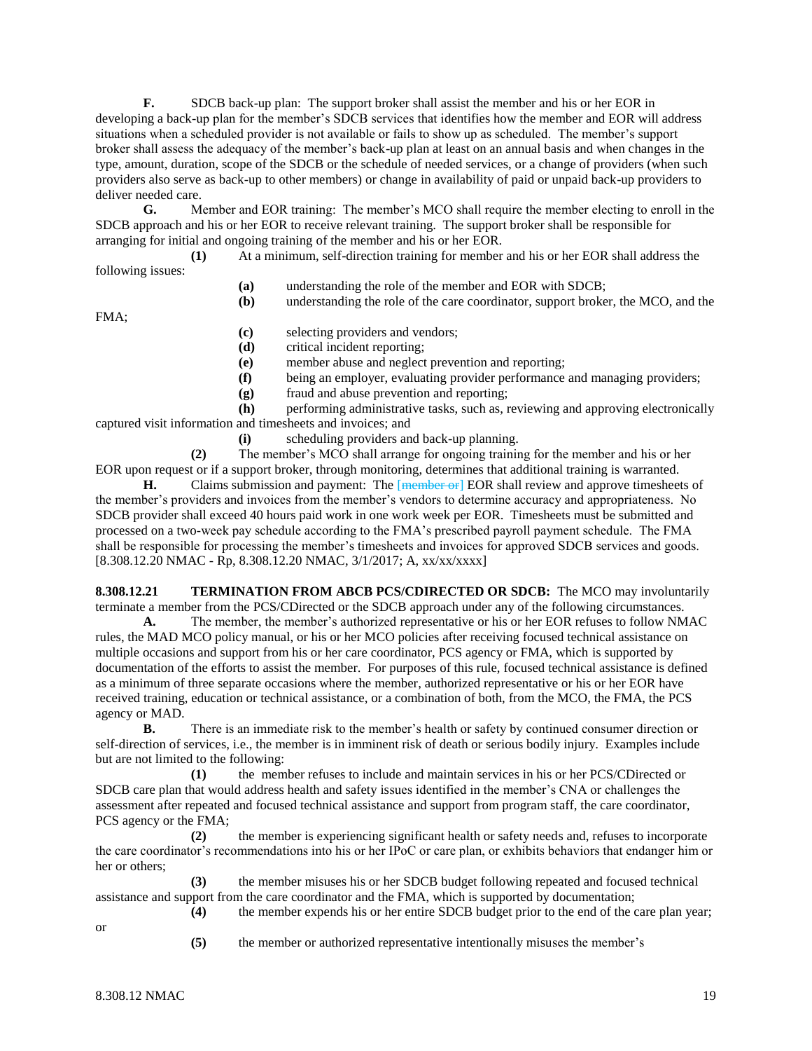**F.** SDCB back-up plan: The support broker shall assist the member and his or her EOR in developing a back-up plan for the member's SDCB services that identifies how the member and EOR will address situations when a scheduled provider is not available or fails to show up as scheduled. The member's support broker shall assess the adequacy of the member's back-up plan at least on an annual basis and when changes in the type, amount, duration, scope of the SDCB or the schedule of needed services, or a change of providers (when such providers also serve as back-up to other members) or change in availability of paid or unpaid back-up providers to deliver needed care.

**G.** Member and EOR training: The member's MCO shall require the member electing to enroll in the SDCB approach and his or her EOR to receive relevant training. The support broker shall be responsible for arranging for initial and ongoing training of the member and his or her EOR.

**(1)** At a minimum, self-direction training for member and his or her EOR shall address the following issues:

**(a)** understanding the role of the member and EOR with SDCB;

**(b)** understanding the role of the care coordinator, support broker, the MCO, and the FMA;

**(c)** selecting providers and vendors;

**(d)** critical incident reporting;

**(e)** member abuse and neglect prevention and reporting;

**(f)** being an employer, evaluating provider performance and managing providers;

**(g)** fraud and abuse prevention and reporting;

**(h)** performing administrative tasks, such as, reviewing and approving electronically captured visit information and timesheets and invoices; and

**(i)** scheduling providers and back-up planning.

**(2)** The member's MCO shall arrange for ongoing training for the member and his or her EOR upon request or if a support broker, through monitoring, determines that additional training is warranted.

**H.** Claims submission and payment: The [~~member or~~] EOR shall review and approve timesheets of the member's providers and invoices from the member's vendors to determine accuracy and appropriateness. No SDCB provider shall exceed 40 hours paid work in one work week per EOR. Timesheets must be submitted and processed on a two-week pay schedule according to the FMA's prescribed payroll payment schedule. The FMA shall be responsible for processing the member's timesheets and invoices for approved SDCB services and goods.
[8.308.12.20 NMAC - Rp, 8.308.12.20 NMAC, 3/1/2017; A, xx/xx/xxxx]

**8.308.12.21 TERMINATION FROM ABCB PCS/CDIRECTED OR SDCB:** The MCO may involuntarily terminate a member from the PCS/CDirected or the SDCB approach under any of the following circumstances.

**A.** The member, the member's authorized representative or his or her EOR refuses to follow NMAC rules, the MAD MCO policy manual, or his or her MCO policies after receiving focused technical assistance on multiple occasions and support from his or her care coordinator, PCS agency or FMA, which is supported by documentation of the efforts to assist the member. For purposes of this rule, focused technical assistance is defined as a minimum of three separate occasions where the member, authorized representative or his or her EOR have received training, education or technical assistance, or a combination of both, from the MCO, the FMA, the PCS agency or MAD.

**B.** There is an immediate risk to the member's health or safety by continued consumer direction or self-direction of services, i.e., the member is in imminent risk of death or serious bodily injury. Examples include but are not limited to the following:

**(1)** the member refuses to include and maintain services in his or her PCS/CDirected or SDCB care plan that would address health and safety issues identified in the member's CNA or challenges the assessment after repeated and focused technical assistance and support from program staff, the care coordinator, PCS agency or the FMA;

**(2)** the member is experiencing significant health or safety needs and, refuses to incorporate the care coordinator's recommendations into his or her IPoC or care plan, or exhibits behaviors that endanger him or her or others;

**(3)** the member misuses his or her SDCB budget following repeated and focused technical assistance and support from the care coordinator and the FMA, which is supported by documentation;

**(4)** the member expends his or her entire SDCB budget prior to the end of the care plan year; or

**(5)** the member or authorized representative intentionally misuses the member's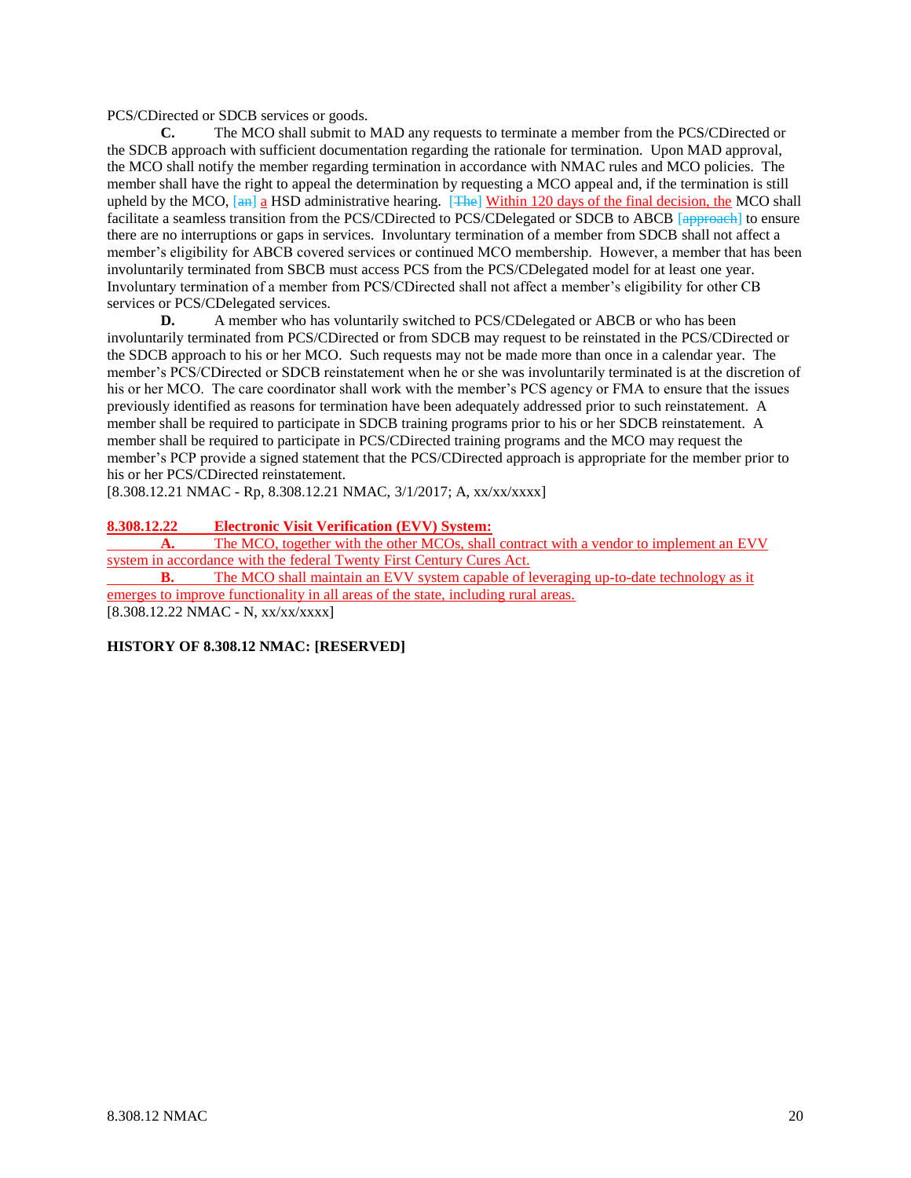PCS/CDirected or SDCB services or goods.

**C.** The MCO shall submit to MAD any requests to terminate a member from the PCS/CDirected or the SDCB approach with sufficient documentation regarding the rationale for termination. Upon MAD approval, the MCO shall notify the member regarding termination in accordance with NMAC rules and MCO policies. The member shall have the right to appeal the determination by requesting a MCO appeal and, if the termination is still upheld by the MCO, [~~an~~] a HSD administrative hearing. [~~The~~] Within 120 days of the final decision, the MCO shall facilitate a seamless transition from the PCS/CDirected to PCS/CDelegated or SDCB to ABCB [~~approach~~] to ensure there are no interruptions or gaps in services. Involuntary termination of a member from SDCB shall not affect a member's eligibility for ABCB covered services or continued MCO membership. However, a member that has been involuntarily terminated from SBCB must access PCS from the PCS/CDelegated model for at least one year. Involuntary termination of a member from PCS/CDirected shall not affect a member's eligibility for other CB services or PCS/CDelegated services.

**D.** A member who has voluntarily switched to PCS/CDelegated or ABCB or who has been involuntarily terminated from PCS/CDirected or from SDCB may request to be reinstated in the PCS/CDirected or the SDCB approach to his or her MCO. Such requests may not be made more than once in a calendar year. The member's PCS/CDirected or SDCB reinstatement when he or she was involuntarily terminated is at the discretion of his or her MCO. The care coordinator shall work with the member's PCS agency or FMA to ensure that the issues previously identified as reasons for termination have been adequately addressed prior to such reinstatement. A member shall be required to participate in SDCB training programs prior to his or her SDCB reinstatement. A member shall be required to participate in PCS/CDirected training programs and the MCO may request the member's PCP provide a signed statement that the PCS/CDirected approach is appropriate for the member prior to his or her PCS/CDirected reinstatement.

[8.308.12.21 NMAC - Rp, 8.308.12.21 NMAC, 3/1/2017; A, xx/xx/xxxx]

**8.308.12.22 Electronic Visit Verification (EVV) System:**

**A.** The MCO, together with the other MCOs, shall contract with a vendor to implement an EVV system in accordance with the federal Twenty First Century Cures Act.

**B.** The MCO shall maintain an EVV system capable of leveraging up-to-date technology as it emerges to improve functionality in all areas of the state, including rural areas.

[8.308.12.22 NMAC - N, xx/xx/xxxx]

**HISTORY OF 8.308.12 NMAC: [RESERVED]**